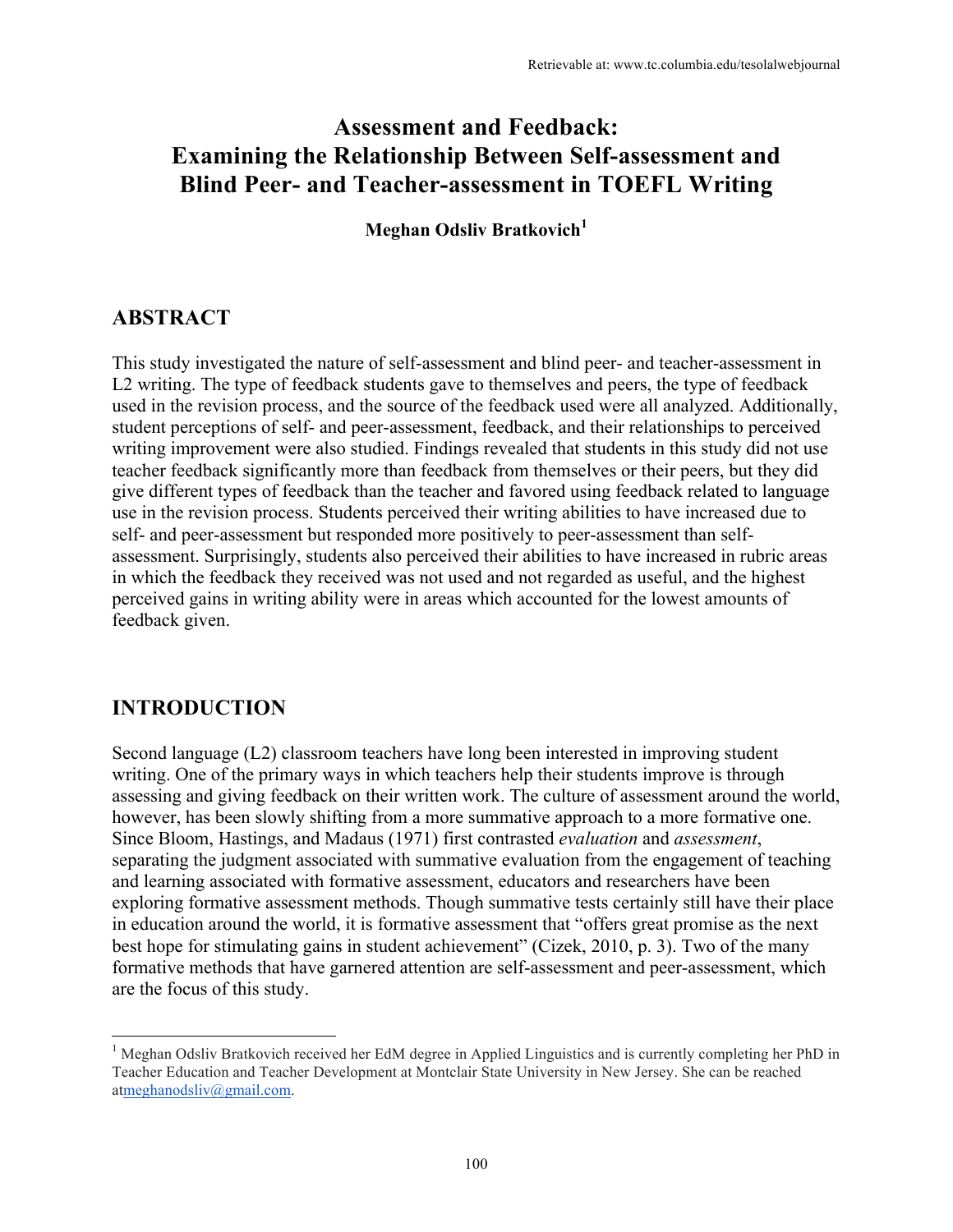# Assessment and Feedback: Examining the Relationship Between Self-assessment and Blind Peer- and Teacher-assessment in TOEFL Writing

**Meghan Odsliv Bratkovich[1]**

## ABSTRACT

This study investigated the nature of self-assessment and blind peer- and teacher-assessment in L2 writing. The type of feedback students gave to themselves and peers, the type of feedback used in the revision process, and the source of the feedback used were all analyzed. Additionally, student perceptions of self- and peer-assessment, feedback, and their relationships to perceived writing improvement were also studied. Findings revealed that students in this study did not use teacher feedback significantly more than feedback from themselves or their peers, but they did give different types of feedback than the teacher and favored using feedback related to language use in the revision process. Students perceived their writing abilities to have increased due to self- and peer-assessment but responded more positively to peer-assessment than self-assessment. Surprisingly, students also perceived their abilities to have increased in rubric areas in which the feedback they received was not used and not regarded as useful, and the highest perceived gains in writing ability were in areas which accounted for the lowest amounts of feedback given.

## INTRODUCTION

Second language (L2) classroom teachers have long been interested in improving student writing. One of the primary ways in which teachers help their students improve is through assessing and giving feedback on their written work. The culture of assessment around the world, however, has been slowly shifting from a more summative approach to a more formative one. Since Bloom, Hastings, and Madaus (1971) first contrasted *evaluation* and *assessment*, separating the judgment associated with summative evaluation from the engagement of teaching and learning associated with formative assessment, educators and researchers have been exploring formative assessment methods. Though summative tests certainly still have their place in education around the world, it is formative assessment that "offers great promise as the next best hope for stimulating gains in student achievement" (Cizek, 2010, p. 3). Two of the many formative methods that have garnered attention are self-assessment and peer-assessment, which are the focus of this study.

---

[1] Meghan Odsliv Bratkovich received her EdM degree in Applied Linguistics and is currently completing her PhD in Teacher Education and Teacher Development at Montclair State University in New Jersey. She can be reached atmeghanodsliv@gmail.com.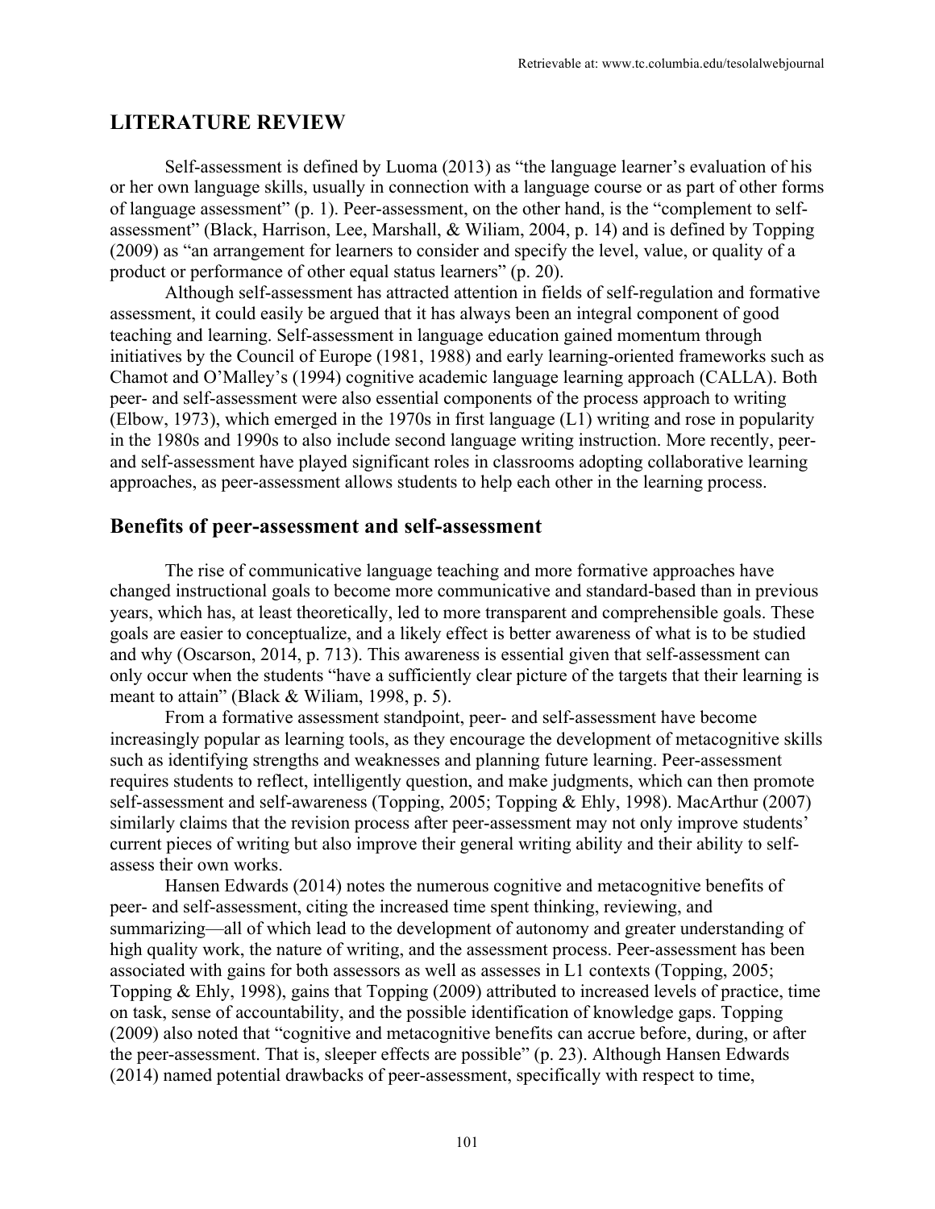## LITERATURE REVIEW

Self-assessment is defined by Luoma (2013) as "the language learner's evaluation of his or her own language skills, usually in connection with a language course or as part of other forms of language assessment" (p. 1). Peer-assessment, on the other hand, is the "complement to self-assessment" (Black, Harrison, Lee, Marshall, & Wiliam, 2004, p. 14) and is defined by Topping (2009) as "an arrangement for learners to consider and specify the level, value, or quality of a product or performance of other equal status learners" (p. 20).

Although self-assessment has attracted attention in fields of self-regulation and formative assessment, it could easily be argued that it has always been an integral component of good teaching and learning. Self-assessment in language education gained momentum through initiatives by the Council of Europe (1981, 1988) and early learning-oriented frameworks such as Chamot and O'Malley's (1994) cognitive academic language learning approach (CALLA). Both peer- and self-assessment were also essential components of the process approach to writing (Elbow, 1973), which emerged in the 1970s in first language (L1) writing and rose in popularity in the 1980s and 1990s to also include second language writing instruction. More recently, peer- and self-assessment have played significant roles in classrooms adopting collaborative learning approaches, as peer-assessment allows students to help each other in the learning process.

### Benefits of peer-assessment and self-assessment

The rise of communicative language teaching and more formative approaches have changed instructional goals to become more communicative and standard-based than in previous years, which has, at least theoretically, led to more transparent and comprehensible goals. These goals are easier to conceptualize, and a likely effect is better awareness of what is to be studied and why (Oscarson, 2014, p. 713). This awareness is essential given that self-assessment can only occur when the students "have a sufficiently clear picture of the targets that their learning is meant to attain" (Black & Wiliam, 1998, p. 5).

From a formative assessment standpoint, peer- and self-assessment have become increasingly popular as learning tools, as they encourage the development of metacognitive skills such as identifying strengths and weaknesses and planning future learning. Peer-assessment requires students to reflect, intelligently question, and make judgments, which can then promote self-assessment and self-awareness (Topping, 2005; Topping & Ehly, 1998). MacArthur (2007) similarly claims that the revision process after peer-assessment may not only improve students' current pieces of writing but also improve their general writing ability and their ability to self-assess their own works.

Hansen Edwards (2014) notes the numerous cognitive and metacognitive benefits of peer- and self-assessment, citing the increased time spent thinking, reviewing, and summarizing—all of which lead to the development of autonomy and greater understanding of high quality work, the nature of writing, and the assessment process. Peer-assessment has been associated with gains for both assessors as well as assesses in L1 contexts (Topping, 2005; Topping & Ehly, 1998), gains that Topping (2009) attributed to increased levels of practice, time on task, sense of accountability, and the possible identification of knowledge gaps. Topping (2009) also noted that "cognitive and metacognitive benefits can accrue before, during, or after the peer-assessment. That is, sleeper effects are possible" (p. 23). Although Hansen Edwards (2014) named potential drawbacks of peer-assessment, specifically with respect to time,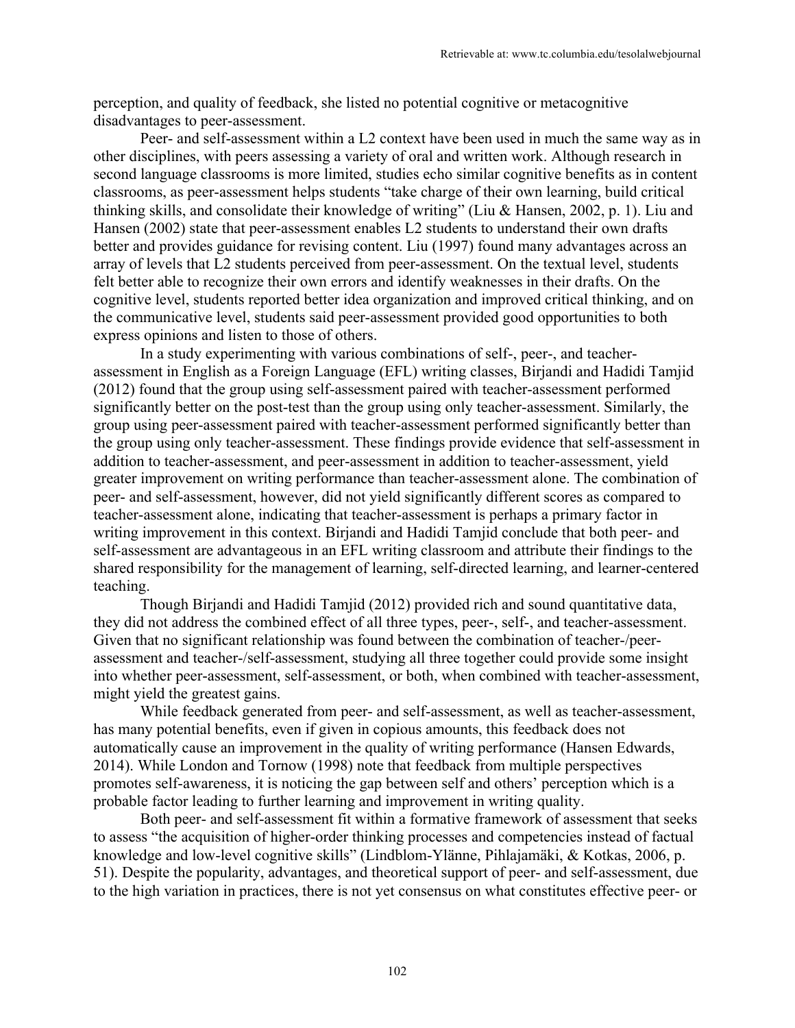perception, and quality of feedback, she listed no potential cognitive or metacognitive disadvantages to peer-assessment.

Peer- and self-assessment within a L2 context have been used in much the same way as in other disciplines, with peers assessing a variety of oral and written work. Although research in second language classrooms is more limited, studies echo similar cognitive benefits as in content classrooms, as peer-assessment helps students "take charge of their own learning, build critical thinking skills, and consolidate their knowledge of writing" (Liu & Hansen, 2002, p. 1). Liu and Hansen (2002) state that peer-assessment enables L2 students to understand their own drafts better and provides guidance for revising content. Liu (1997) found many advantages across an array of levels that L2 students perceived from peer-assessment. On the textual level, students felt better able to recognize their own errors and identify weaknesses in their drafts. On the cognitive level, students reported better idea organization and improved critical thinking, and on the communicative level, students said peer-assessment provided good opportunities to both express opinions and listen to those of others.

In a study experimenting with various combinations of self-, peer-, and teacher-assessment in English as a Foreign Language (EFL) writing classes, Birjandi and Hadidi Tamjid (2012) found that the group using self-assessment paired with teacher-assessment performed significantly better on the post-test than the group using only teacher-assessment. Similarly, the group using peer-assessment paired with teacher-assessment performed significantly better than the group using only teacher-assessment. These findings provide evidence that self-assessment in addition to teacher-assessment, and peer-assessment in addition to teacher-assessment, yield greater improvement on writing performance than teacher-assessment alone. The combination of peer- and self-assessment, however, did not yield significantly different scores as compared to teacher-assessment alone, indicating that teacher-assessment is perhaps a primary factor in writing improvement in this context. Birjandi and Hadidi Tamjid conclude that both peer- and self-assessment are advantageous in an EFL writing classroom and attribute their findings to the shared responsibility for the management of learning, self-directed learning, and learner-centered teaching.

Though Birjandi and Hadidi Tamjid (2012) provided rich and sound quantitative data, they did not address the combined effect of all three types, peer-, self-, and teacher-assessment. Given that no significant relationship was found between the combination of teacher-/peer-assessment and teacher-/self-assessment, studying all three together could provide some insight into whether peer-assessment, self-assessment, or both, when combined with teacher-assessment, might yield the greatest gains.

While feedback generated from peer- and self-assessment, as well as teacher-assessment, has many potential benefits, even if given in copious amounts, this feedback does not automatically cause an improvement in the quality of writing performance (Hansen Edwards, 2014). While London and Tornow (1998) note that feedback from multiple perspectives promotes self-awareness, it is noticing the gap between self and others' perception which is a probable factor leading to further learning and improvement in writing quality.

Both peer- and self-assessment fit within a formative framework of assessment that seeks to assess "the acquisition of higher-order thinking processes and competencies instead of factual knowledge and low-level cognitive skills" (Lindblom-Ylänne, Pihlajamäki, & Kotkas, 2006, p. 51). Despite the popularity, advantages, and theoretical support of peer- and self-assessment, due to the high variation in practices, there is not yet consensus on what constitutes effective peer- or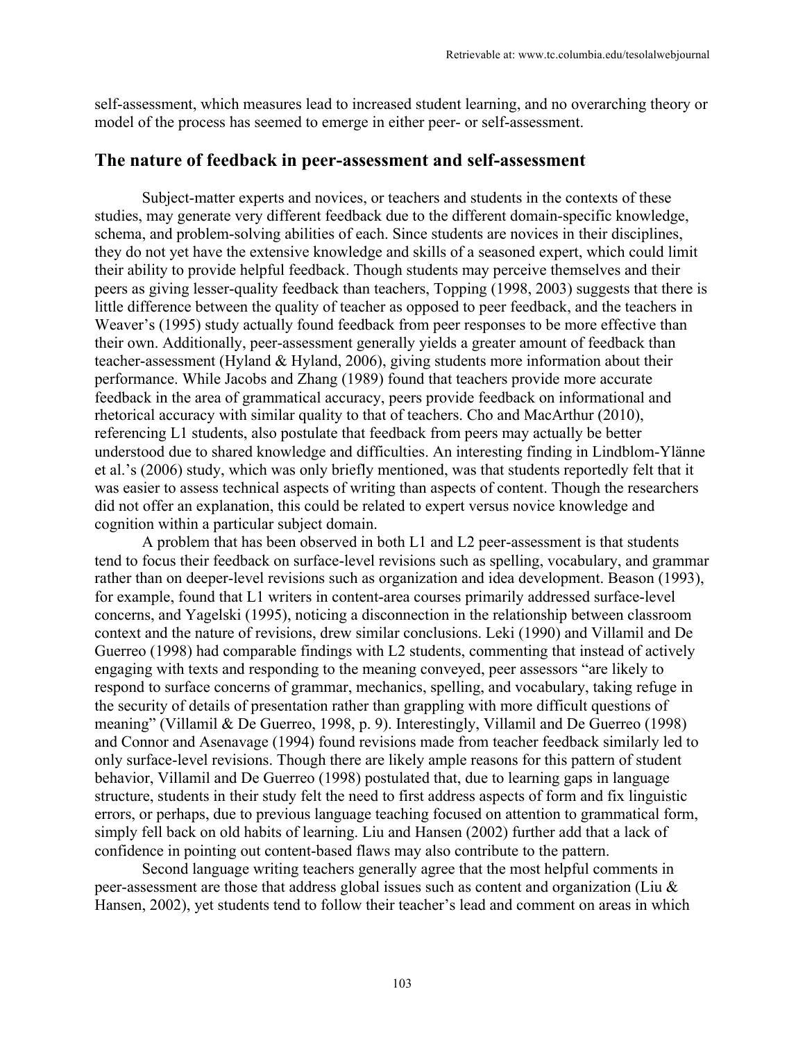self-assessment, which measures lead to increased student learning, and no overarching theory or model of the process has seemed to emerge in either peer- or self-assessment.

## The nature of feedback in peer-assessment and self-assessment

Subject-matter experts and novices, or teachers and students in the contexts of these studies, may generate very different feedback due to the different domain-specific knowledge, schema, and problem-solving abilities of each. Since students are novices in their disciplines, they do not yet have the extensive knowledge and skills of a seasoned expert, which could limit their ability to provide helpful feedback. Though students may perceive themselves and their peers as giving lesser-quality feedback than teachers, Topping (1998, 2003) suggests that there is little difference between the quality of teacher as opposed to peer feedback, and the teachers in Weaver's (1995) study actually found feedback from peer responses to be more effective than their own. Additionally, peer-assessment generally yields a greater amount of feedback than teacher-assessment (Hyland & Hyland, 2006), giving students more information about their performance. While Jacobs and Zhang (1989) found that teachers provide more accurate feedback in the area of grammatical accuracy, peers provide feedback on informational and rhetorical accuracy with similar quality to that of teachers. Cho and MacArthur (2010), referencing L1 students, also postulate that feedback from peers may actually be better understood due to shared knowledge and difficulties. An interesting finding in Lindblom-Ylänne et al.'s (2006) study, which was only briefly mentioned, was that students reportedly felt that it was easier to assess technical aspects of writing than aspects of content. Though the researchers did not offer an explanation, this could be related to expert versus novice knowledge and cognition within a particular subject domain.

A problem that has been observed in both L1 and L2 peer-assessment is that students tend to focus their feedback on surface-level revisions such as spelling, vocabulary, and grammar rather than on deeper-level revisions such as organization and idea development. Beason (1993), for example, found that L1 writers in content-area courses primarily addressed surface-level concerns, and Yagelski (1995), noticing a disconnection in the relationship between classroom context and the nature of revisions, drew similar conclusions. Leki (1990) and Villamil and De Guerreo (1998) had comparable findings with L2 students, commenting that instead of actively engaging with texts and responding to the meaning conveyed, peer assessors "are likely to respond to surface concerns of grammar, mechanics, spelling, and vocabulary, taking refuge in the security of details of presentation rather than grappling with more difficult questions of meaning" (Villamil & De Guerreo, 1998, p. 9). Interestingly, Villamil and De Guerreo (1998) and Connor and Asenavage (1994) found revisions made from teacher feedback similarly led to only surface-level revisions. Though there are likely ample reasons for this pattern of student behavior, Villamil and De Guerreo (1998) postulated that, due to learning gaps in language structure, students in their study felt the need to first address aspects of form and fix linguistic errors, or perhaps, due to previous language teaching focused on attention to grammatical form, simply fell back on old habits of learning. Liu and Hansen (2002) further add that a lack of confidence in pointing out content-based flaws may also contribute to the pattern.

Second language writing teachers generally agree that the most helpful comments in peer-assessment are those that address global issues such as content and organization (Liu & Hansen, 2002), yet students tend to follow their teacher's lead and comment on areas in which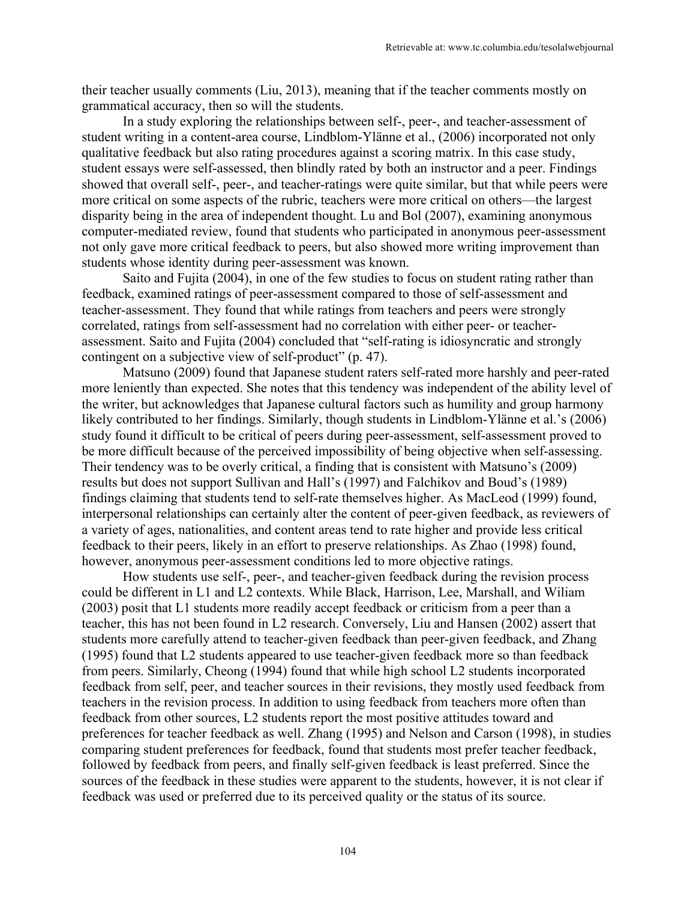their teacher usually comments (Liu, 2013), meaning that if the teacher comments mostly on grammatical accuracy, then so will the students.

In a study exploring the relationships between self-, peer-, and teacher-assessment of student writing in a content-area course, Lindblom-Ylänne et al., (2006) incorporated not only qualitative feedback but also rating procedures against a scoring matrix. In this case study, student essays were self-assessed, then blindly rated by both an instructor and a peer. Findings showed that overall self-, peer-, and teacher-ratings were quite similar, but that while peers were more critical on some aspects of the rubric, teachers were more critical on others—the largest disparity being in the area of independent thought. Lu and Bol (2007), examining anonymous computer-mediated review, found that students who participated in anonymous peer-assessment not only gave more critical feedback to peers, but also showed more writing improvement than students whose identity during peer-assessment was known.

Saito and Fujita (2004), in one of the few studies to focus on student rating rather than feedback, examined ratings of peer-assessment compared to those of self-assessment and teacher-assessment. They found that while ratings from teachers and peers were strongly correlated, ratings from self-assessment had no correlation with either peer- or teacher-assessment. Saito and Fujita (2004) concluded that "self-rating is idiosyncratic and strongly contingent on a subjective view of self-product" (p. 47).

Matsuno (2009) found that Japanese student raters self-rated more harshly and peer-rated more leniently than expected. She notes that this tendency was independent of the ability level of the writer, but acknowledges that Japanese cultural factors such as humility and group harmony likely contributed to her findings. Similarly, though students in Lindblom-Ylänne et al.'s (2006) study found it difficult to be critical of peers during peer-assessment, self-assessment proved to be more difficult because of the perceived impossibility of being objective when self-assessing. Their tendency was to be overly critical, a finding that is consistent with Matsuno's (2009) results but does not support Sullivan and Hall's (1997) and Falchikov and Boud's (1989) findings claiming that students tend to self-rate themselves higher. As MacLeod (1999) found, interpersonal relationships can certainly alter the content of peer-given feedback, as reviewers of a variety of ages, nationalities, and content areas tend to rate higher and provide less critical feedback to their peers, likely in an effort to preserve relationships. As Zhao (1998) found, however, anonymous peer-assessment conditions led to more objective ratings.

How students use self-, peer-, and teacher-given feedback during the revision process could be different in L1 and L2 contexts. While Black, Harrison, Lee, Marshall, and Wiliam (2003) posit that L1 students more readily accept feedback or criticism from a peer than a teacher, this has not been found in L2 research. Conversely, Liu and Hansen (2002) assert that students more carefully attend to teacher-given feedback than peer-given feedback, and Zhang (1995) found that L2 students appeared to use teacher-given feedback more so than feedback from peers. Similarly, Cheong (1994) found that while high school L2 students incorporated feedback from self, peer, and teacher sources in their revisions, they mostly used feedback from teachers in the revision process. In addition to using feedback from teachers more often than feedback from other sources, L2 students report the most positive attitudes toward and preferences for teacher feedback as well. Zhang (1995) and Nelson and Carson (1998), in studies comparing student preferences for feedback, found that students most prefer teacher feedback, followed by feedback from peers, and finally self-given feedback is least preferred. Since the sources of the feedback in these studies were apparent to the students, however, it is not clear if feedback was used or preferred due to its perceived quality or the status of its source.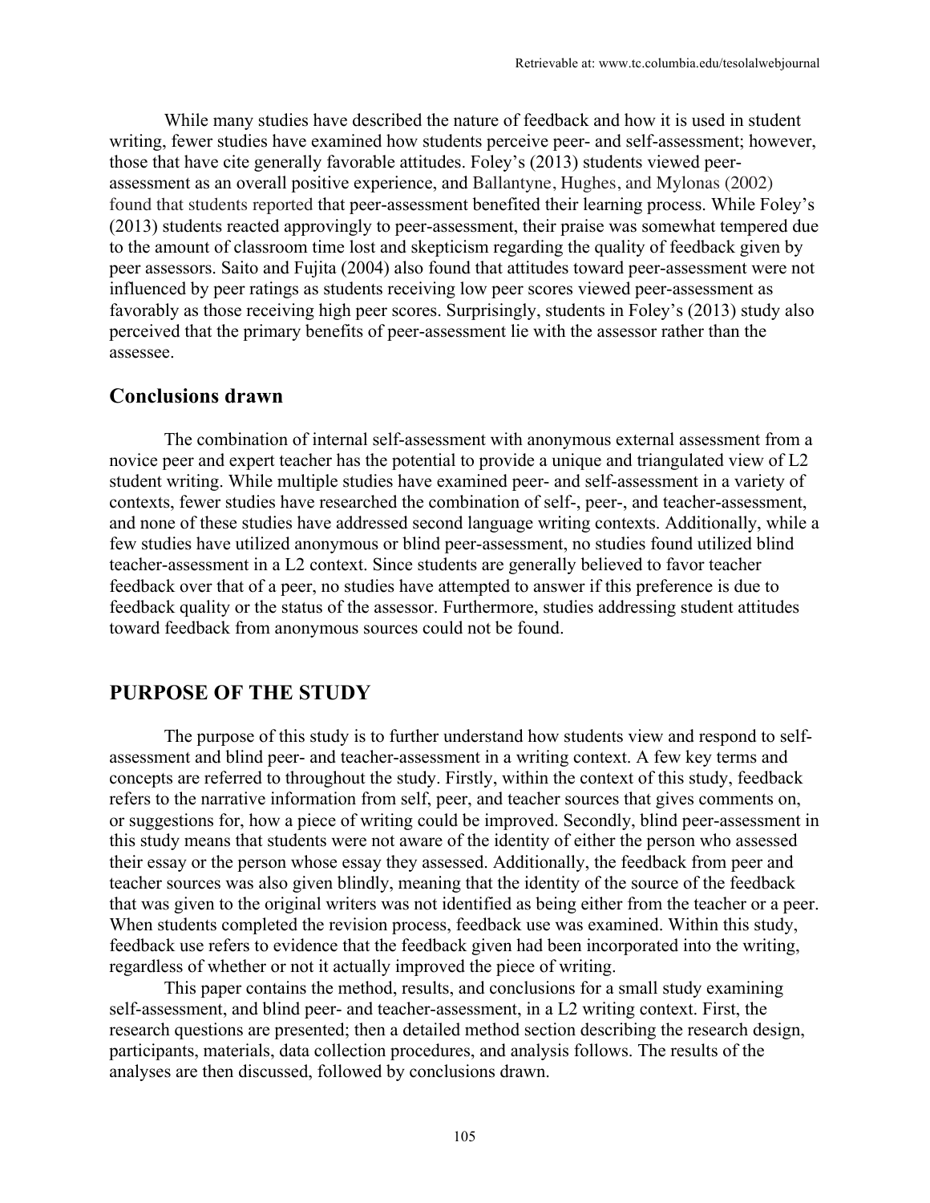While many studies have described the nature of feedback and how it is used in student writing, fewer studies have examined how students perceive peer- and self-assessment; however, those that have cite generally favorable attitudes. Foley's (2013) students viewed peer-assessment as an overall positive experience, and Ballantyne, Hughes, and Mylonas (2002) found that students reported that peer-assessment benefited their learning process. While Foley's (2013) students reacted approvingly to peer-assessment, their praise was somewhat tempered due to the amount of classroom time lost and skepticism regarding the quality of feedback given by peer assessors. Saito and Fujita (2004) also found that attitudes toward peer-assessment were not influenced by peer ratings as students receiving low peer scores viewed peer-assessment as favorably as those receiving high peer scores. Surprisingly, students in Foley's (2013) study also perceived that the primary benefits of peer-assessment lie with the assessor rather than the assessee.

### Conclusions drawn

The combination of internal self-assessment with anonymous external assessment from a novice peer and expert teacher has the potential to provide a unique and triangulated view of L2 student writing. While multiple studies have examined peer- and self-assessment in a variety of contexts, fewer studies have researched the combination of self-, peer-, and teacher-assessment, and none of these studies have addressed second language writing contexts. Additionally, while a few studies have utilized anonymous or blind peer-assessment, no studies found utilized blind teacher-assessment in a L2 context. Since students are generally believed to favor teacher feedback over that of a peer, no studies have attempted to answer if this preference is due to feedback quality or the status of the assessor. Furthermore, studies addressing student attitudes toward feedback from anonymous sources could not be found.

## PURPOSE OF THE STUDY

The purpose of this study is to further understand how students view and respond to self-assessment and blind peer- and teacher-assessment in a writing context. A few key terms and concepts are referred to throughout the study. Firstly, within the context of this study, feedback refers to the narrative information from self, peer, and teacher sources that gives comments on, or suggestions for, how a piece of writing could be improved. Secondly, blind peer-assessment in this study means that students were not aware of the identity of either the person who assessed their essay or the person whose essay they assessed. Additionally, the feedback from peer and teacher sources was also given blindly, meaning that the identity of the source of the feedback that was given to the original writers was not identified as being either from the teacher or a peer. When students completed the revision process, feedback use was examined. Within this study, feedback use refers to evidence that the feedback given had been incorporated into the writing, regardless of whether or not it actually improved the piece of writing.

This paper contains the method, results, and conclusions for a small study examining self-assessment, and blind peer- and teacher-assessment, in a L2 writing context. First, the research questions are presented; then a detailed method section describing the research design, participants, materials, data collection procedures, and analysis follows. The results of the analyses are then discussed, followed by conclusions drawn.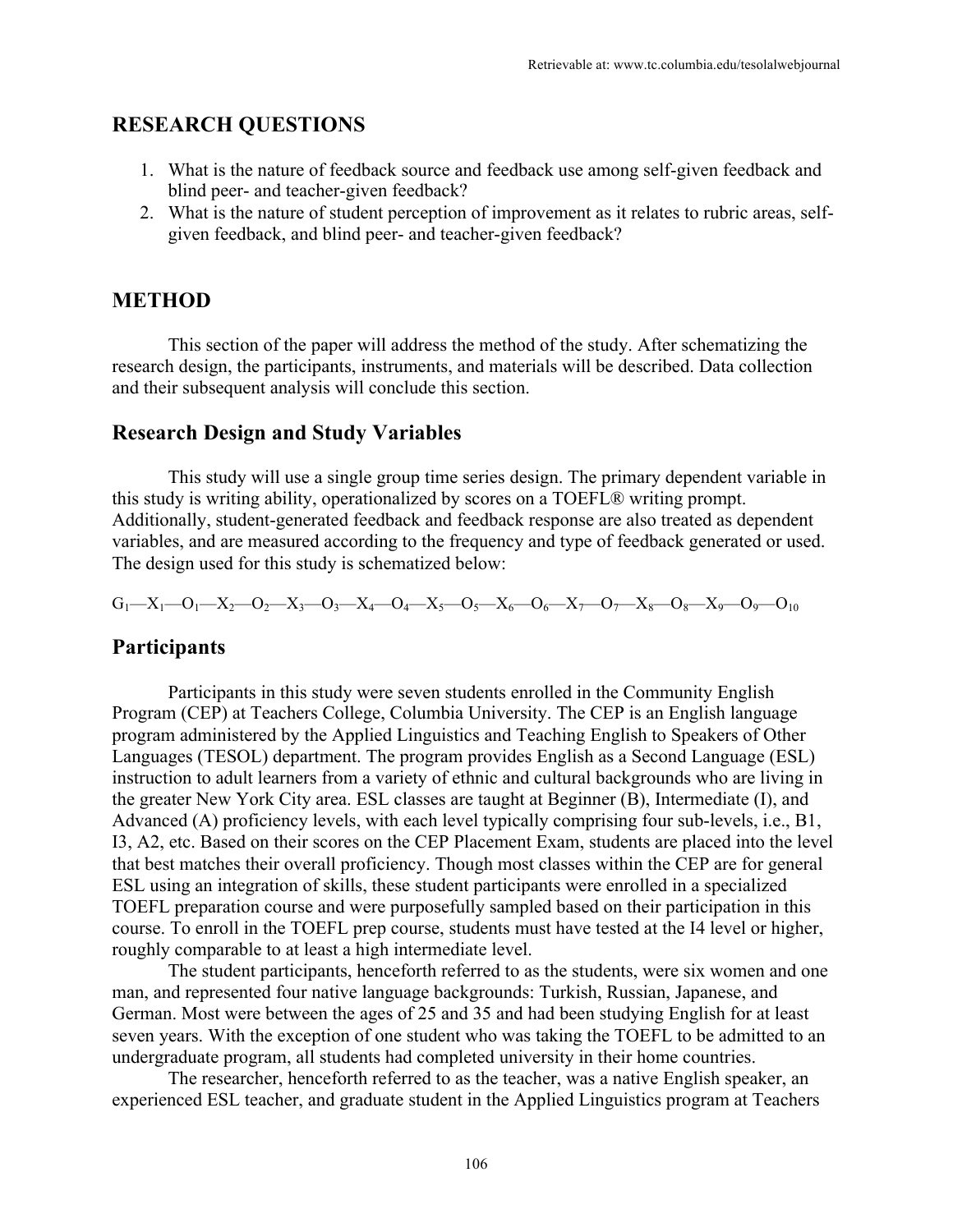## RESEARCH QUESTIONS

1. What is the nature of feedback source and feedback use among self-given feedback and blind peer- and teacher-given feedback?
2. What is the nature of student perception of improvement as it relates to rubric areas, self-given feedback, and blind peer- and teacher-given feedback?

## METHOD

This section of the paper will address the method of the study. After schematizing the research design, the participants, instruments, and materials will be described. Data collection and their subsequent analysis will conclude this section.

### Research Design and Study Variables

This study will use a single group time series design. The primary dependent variable in this study is writing ability, operationalized by scores on a TOEFL® writing prompt. Additionally, student-generated feedback and feedback response are also treated as dependent variables, and are measured according to the frequency and type of feedback generated or used. The design used for this study is schematized below:

$G_1$—$X_1$—$O_1$—$X_2$—$O_2$—$X_3$—$O_3$—$X_4$—$O_4$—$X_5$—$O_5$—$X_6$—$O_6$—$X_7$—$O_7$—$X_8$—$O_8$—$X_9$—$O_9$—$O_{10}$

### Participants

Participants in this study were seven students enrolled in the Community English Program (CEP) at Teachers College, Columbia University. The CEP is an English language program administered by the Applied Linguistics and Teaching English to Speakers of Other Languages (TESOL) department. The program provides English as a Second Language (ESL) instruction to adult learners from a variety of ethnic and cultural backgrounds who are living in the greater New York City area. ESL classes are taught at Beginner (B), Intermediate (I), and Advanced (A) proficiency levels, with each level typically comprising four sub-levels, i.e., B1, I3, A2, etc. Based on their scores on the CEP Placement Exam, students are placed into the level that best matches their overall proficiency. Though most classes within the CEP are for general ESL using an integration of skills, these student participants were enrolled in a specialized TOEFL preparation course and were purposefully sampled based on their participation in this course. To enroll in the TOEFL prep course, students must have tested at the I4 level or higher, roughly comparable to at least a high intermediate level.

The student participants, henceforth referred to as the students, were six women and one man, and represented four native language backgrounds: Turkish, Russian, Japanese, and German. Most were between the ages of 25 and 35 and had been studying English for at least seven years. With the exception of one student who was taking the TOEFL to be admitted to an undergraduate program, all students had completed university in their home countries.

The researcher, henceforth referred to as the teacher, was a native English speaker, an experienced ESL teacher, and graduate student in the Applied Linguistics program at Teachers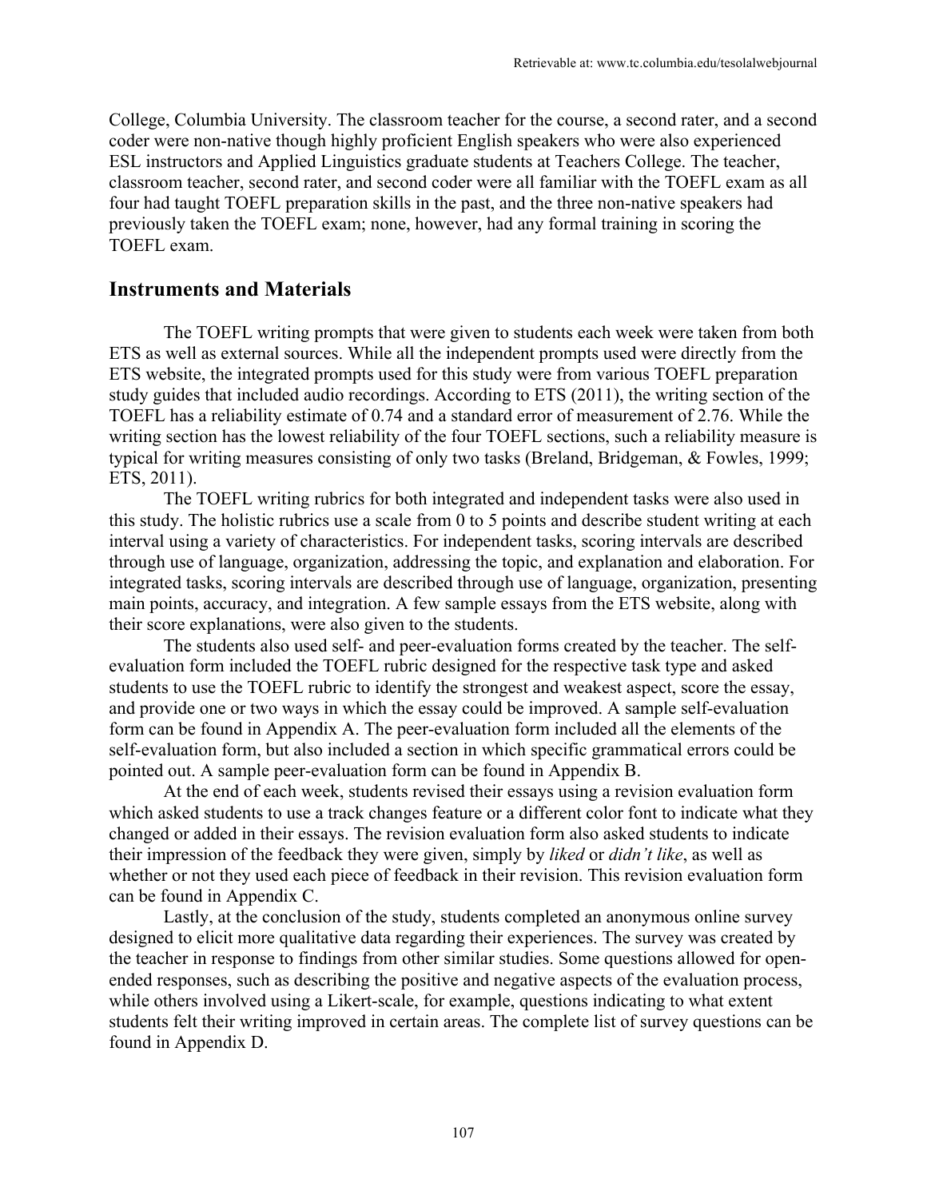College, Columbia University. The classroom teacher for the course, a second rater, and a second coder were non-native though highly proficient English speakers who were also experienced ESL instructors and Applied Linguistics graduate students at Teachers College. The teacher, classroom teacher, second rater, and second coder were all familiar with the TOEFL exam as all four had taught TOEFL preparation skills in the past, and the three non-native speakers had previously taken the TOEFL exam; none, however, had any formal training in scoring the TOEFL exam.

## Instruments and Materials

The TOEFL writing prompts that were given to students each week were taken from both ETS as well as external sources. While all the independent prompts used were directly from the ETS website, the integrated prompts used for this study were from various TOEFL preparation study guides that included audio recordings. According to ETS (2011), the writing section of the TOEFL has a reliability estimate of 0.74 and a standard error of measurement of 2.76. While the writing section has the lowest reliability of the four TOEFL sections, such a reliability measure is typical for writing measures consisting of only two tasks (Breland, Bridgeman, & Fowles, 1999; ETS, 2011).

The TOEFL writing rubrics for both integrated and independent tasks were also used in this study. The holistic rubrics use a scale from 0 to 5 points and describe student writing at each interval using a variety of characteristics. For independent tasks, scoring intervals are described through use of language, organization, addressing the topic, and explanation and elaboration. For integrated tasks, scoring intervals are described through use of language, organization, presenting main points, accuracy, and integration. A few sample essays from the ETS website, along with their score explanations, were also given to the students.

The students also used self- and peer-evaluation forms created by the teacher. The self-evaluation form included the TOEFL rubric designed for the respective task type and asked students to use the TOEFL rubric to identify the strongest and weakest aspect, score the essay, and provide one or two ways in which the essay could be improved. A sample self-evaluation form can be found in Appendix A. The peer-evaluation form included all the elements of the self-evaluation form, but also included a section in which specific grammatical errors could be pointed out. A sample peer-evaluation form can be found in Appendix B.

At the end of each week, students revised their essays using a revision evaluation form which asked students to use a track changes feature or a different color font to indicate what they changed or added in their essays. The revision evaluation form also asked students to indicate their impression of the feedback they were given, simply by *liked* or *didn't like*, as well as whether or not they used each piece of feedback in their revision. This revision evaluation form can be found in Appendix C.

Lastly, at the conclusion of the study, students completed an anonymous online survey designed to elicit more qualitative data regarding their experiences. The survey was created by the teacher in response to findings from other similar studies. Some questions allowed for open-ended responses, such as describing the positive and negative aspects of the evaluation process, while others involved using a Likert-scale, for example, questions indicating to what extent students felt their writing improved in certain areas. The complete list of survey questions can be found in Appendix D.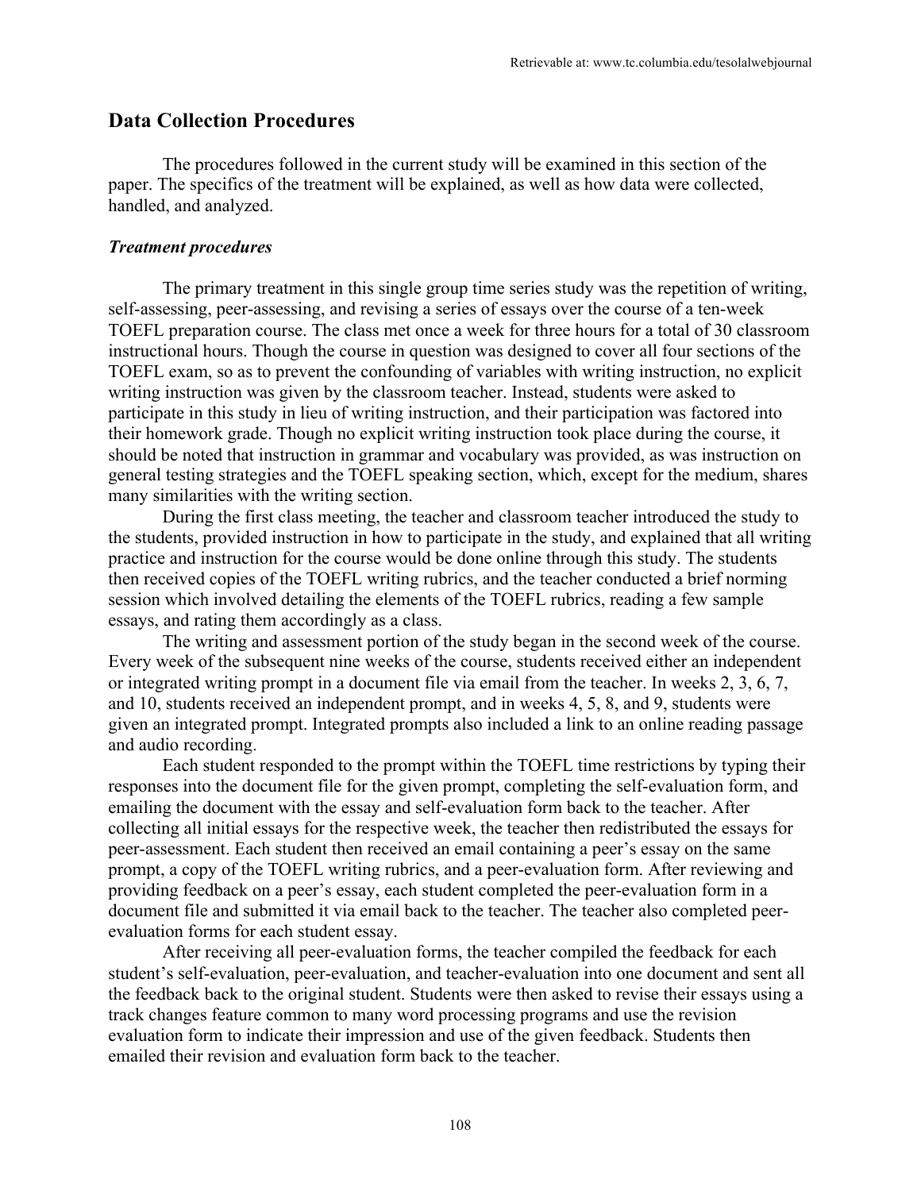## Data Collection Procedures

The procedures followed in the current study will be examined in this section of the paper. The specifics of the treatment will be explained, as well as how data were collected, handled, and analyzed.

### *Treatment procedures*

The primary treatment in this single group time series study was the repetition of writing, self-assessing, peer-assessing, and revising a series of essays over the course of a ten-week TOEFL preparation course. The class met once a week for three hours for a total of 30 classroom instructional hours. Though the course in question was designed to cover all four sections of the TOEFL exam, so as to prevent the confounding of variables with writing instruction, no explicit writing instruction was given by the classroom teacher. Instead, students were asked to participate in this study in lieu of writing instruction, and their participation was factored into their homework grade. Though no explicit writing instruction took place during the course, it should be noted that instruction in grammar and vocabulary was provided, as was instruction on general testing strategies and the TOEFL speaking section, which, except for the medium, shares many similarities with the writing section.

During the first class meeting, the teacher and classroom teacher introduced the study to the students, provided instruction in how to participate in the study, and explained that all writing practice and instruction for the course would be done online through this study. The students then received copies of the TOEFL writing rubrics, and the teacher conducted a brief norming session which involved detailing the elements of the TOEFL rubrics, reading a few sample essays, and rating them accordingly as a class.

The writing and assessment portion of the study began in the second week of the course. Every week of the subsequent nine weeks of the course, students received either an independent or integrated writing prompt in a document file via email from the teacher. In weeks 2, 3, 6, 7, and 10, students received an independent prompt, and in weeks 4, 5, 8, and 9, students were given an integrated prompt. Integrated prompts also included a link to an online reading passage and audio recording.

Each student responded to the prompt within the TOEFL time restrictions by typing their responses into the document file for the given prompt, completing the self-evaluation form, and emailing the document with the essay and self-evaluation form back to the teacher. After collecting all initial essays for the respective week, the teacher then redistributed the essays for peer-assessment. Each student then received an email containing a peer's essay on the same prompt, a copy of the TOEFL writing rubrics, and a peer-evaluation form. After reviewing and providing feedback on a peer's essay, each student completed the peer-evaluation form in a document file and submitted it via email back to the teacher. The teacher also completed peer-evaluation forms for each student essay.

After receiving all peer-evaluation forms, the teacher compiled the feedback for each student's self-evaluation, peer-evaluation, and teacher-evaluation into one document and sent all the feedback back to the original student. Students were then asked to revise their essays using a track changes feature common to many word processing programs and use the revision evaluation form to indicate their impression and use of the given feedback. Students then emailed their revision and evaluation form back to the teacher.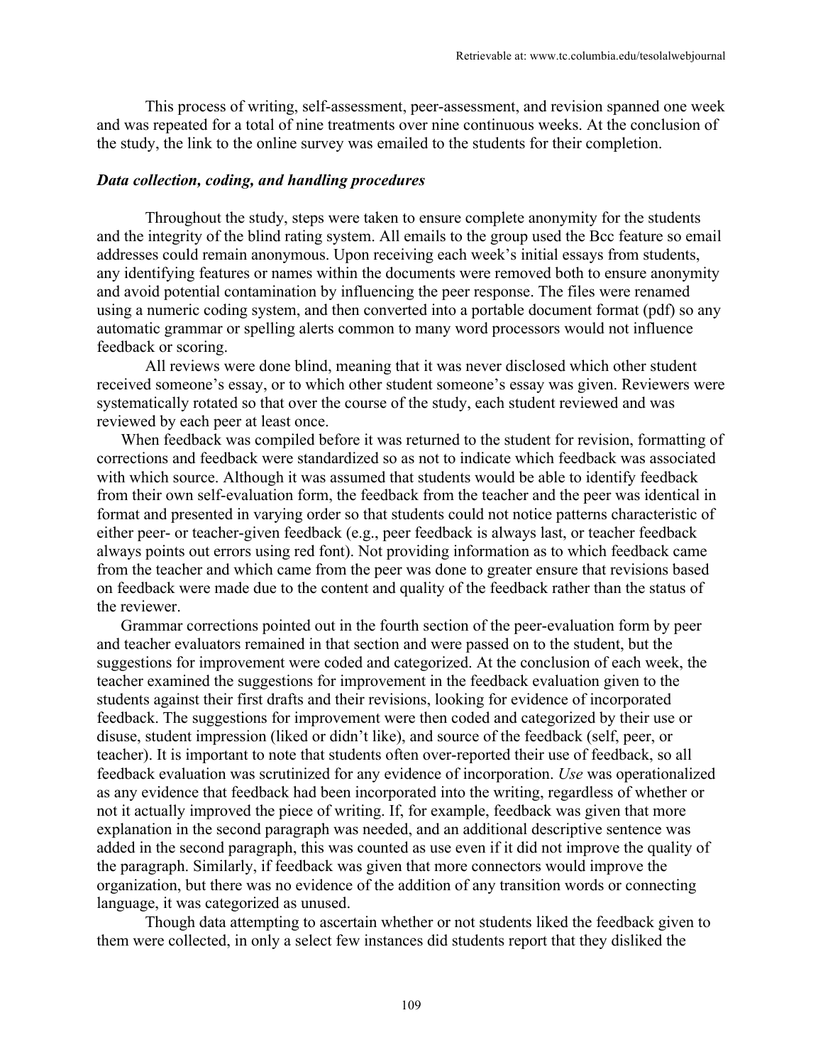This process of writing, self-assessment, peer-assessment, and revision spanned one week and was repeated for a total of nine treatments over nine continuous weeks. At the conclusion of the study, the link to the online survey was emailed to the students for their completion.

### *Data collection, coding, and handling procedures*

Throughout the study, steps were taken to ensure complete anonymity for the students and the integrity of the blind rating system. All emails to the group used the Bcc feature so email addresses could remain anonymous. Upon receiving each week's initial essays from students, any identifying features or names within the documents were removed both to ensure anonymity and avoid potential contamination by influencing the peer response. The files were renamed using a numeric coding system, and then converted into a portable document format (pdf) so any automatic grammar or spelling alerts common to many word processors would not influence feedback or scoring.

All reviews were done blind, meaning that it was never disclosed which other student received someone's essay, or to which other student someone's essay was given. Reviewers were systematically rotated so that over the course of the study, each student reviewed and was reviewed by each peer at least once.

When feedback was compiled before it was returned to the student for revision, formatting of corrections and feedback were standardized so as not to indicate which feedback was associated with which source. Although it was assumed that students would be able to identify feedback from their own self-evaluation form, the feedback from the teacher and the peer was identical in format and presented in varying order so that students could not notice patterns characteristic of either peer- or teacher-given feedback (e.g., peer feedback is always last, or teacher feedback always points out errors using red font). Not providing information as to which feedback came from the teacher and which came from the peer was done to greater ensure that revisions based on feedback were made due to the content and quality of the feedback rather than the status of the reviewer.

Grammar corrections pointed out in the fourth section of the peer-evaluation form by peer and teacher evaluators remained in that section and were passed on to the student, but the suggestions for improvement were coded and categorized. At the conclusion of each week, the teacher examined the suggestions for improvement in the feedback evaluation given to the students against their first drafts and their revisions, looking for evidence of incorporated feedback. The suggestions for improvement were then coded and categorized by their use or disuse, student impression (liked or didn't like), and source of the feedback (self, peer, or teacher). It is important to note that students often over-reported their use of feedback, so all feedback evaluation was scrutinized for any evidence of incorporation. *Use* was operationalized as any evidence that feedback had been incorporated into the writing, regardless of whether or not it actually improved the piece of writing. If, for example, feedback was given that more explanation in the second paragraph was needed, and an additional descriptive sentence was added in the second paragraph, this was counted as use even if it did not improve the quality of the paragraph. Similarly, if feedback was given that more connectors would improve the organization, but there was no evidence of the addition of any transition words or connecting language, it was categorized as unused.

Though data attempting to ascertain whether or not students liked the feedback given to them were collected, in only a select few instances did students report that they disliked the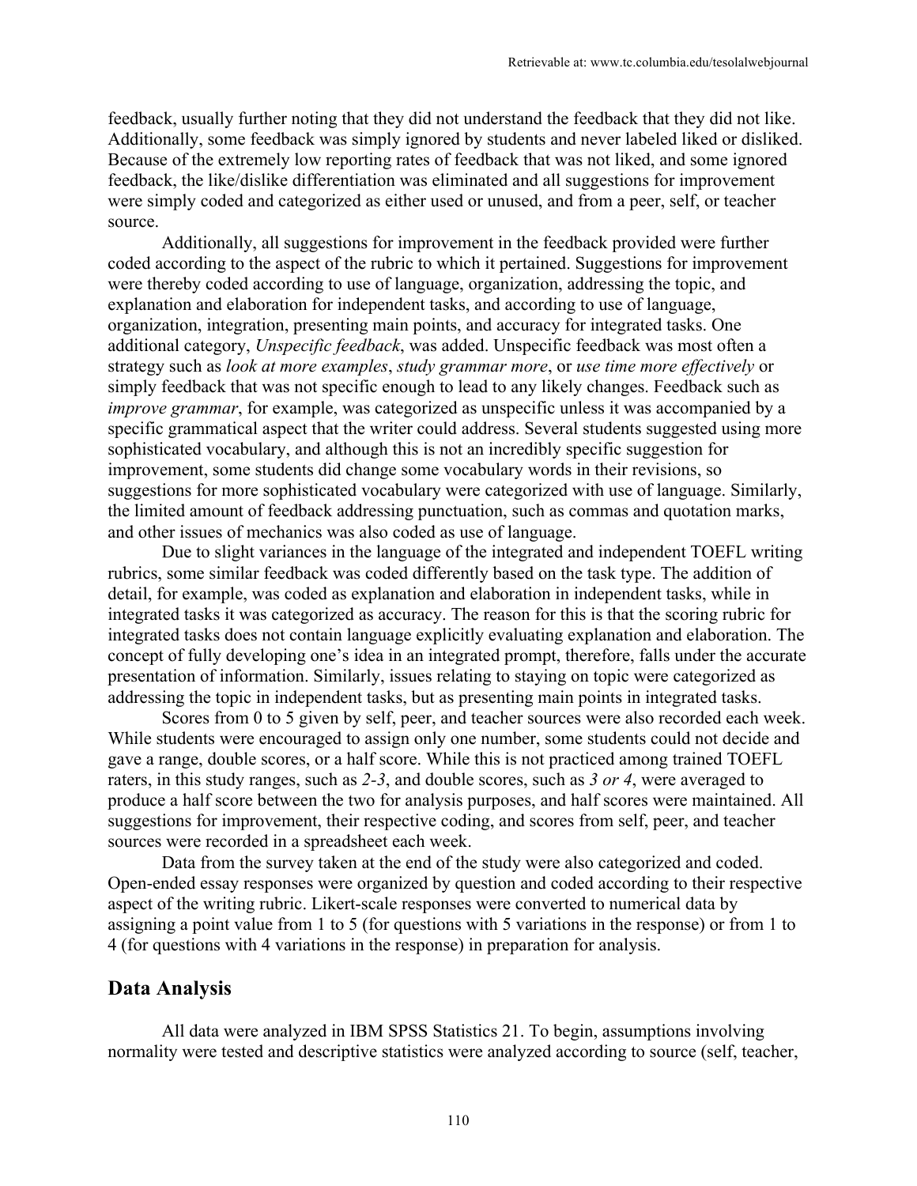feedback, usually further noting that they did not understand the feedback that they did not like. Additionally, some feedback was simply ignored by students and never labeled liked or disliked. Because of the extremely low reporting rates of feedback that was not liked, and some ignored feedback, the like/dislike differentiation was eliminated and all suggestions for improvement were simply coded and categorized as either used or unused, and from a peer, self, or teacher source.

Additionally, all suggestions for improvement in the feedback provided were further coded according to the aspect of the rubric to which it pertained. Suggestions for improvement were thereby coded according to use of language, organization, addressing the topic, and explanation and elaboration for independent tasks, and according to use of language, organization, integration, presenting main points, and accuracy for integrated tasks. One additional category, *Unspecific feedback*, was added. Unspecific feedback was most often a strategy such as *look at more examples*, *study grammar more*, or *use time more effectively* or simply feedback that was not specific enough to lead to any likely changes. Feedback such as *improve grammar*, for example, was categorized as unspecific unless it was accompanied by a specific grammatical aspect that the writer could address. Several students suggested using more sophisticated vocabulary, and although this is not an incredibly specific suggestion for improvement, some students did change some vocabulary words in their revisions, so suggestions for more sophisticated vocabulary were categorized with use of language. Similarly, the limited amount of feedback addressing punctuation, such as commas and quotation marks, and other issues of mechanics was also coded as use of language.

Due to slight variances in the language of the integrated and independent TOEFL writing rubrics, some similar feedback was coded differently based on the task type. The addition of detail, for example, was coded as explanation and elaboration in independent tasks, while in integrated tasks it was categorized as accuracy. The reason for this is that the scoring rubric for integrated tasks does not contain language explicitly evaluating explanation and elaboration. The concept of fully developing one's idea in an integrated prompt, therefore, falls under the accurate presentation of information. Similarly, issues relating to staying on topic were categorized as addressing the topic in independent tasks, but as presenting main points in integrated tasks.

Scores from 0 to 5 given by self, peer, and teacher sources were also recorded each week. While students were encouraged to assign only one number, some students could not decide and gave a range, double scores, or a half score. While this is not practiced among trained TOEFL raters, in this study ranges, such as *2-3*, and double scores, such as *3 or 4*, were averaged to produce a half score between the two for analysis purposes, and half scores were maintained. All suggestions for improvement, their respective coding, and scores from self, peer, and teacher sources were recorded in a spreadsheet each week.

Data from the survey taken at the end of the study were also categorized and coded. Open-ended essay responses were organized by question and coded according to their respective aspect of the writing rubric. Likert-scale responses were converted to numerical data by assigning a point value from 1 to 5 (for questions with 5 variations in the response) or from 1 to 4 (for questions with 4 variations in the response) in preparation for analysis.

## Data Analysis

All data were analyzed in IBM SPSS Statistics 21. To begin, assumptions involving normality were tested and descriptive statistics were analyzed according to source (self, teacher,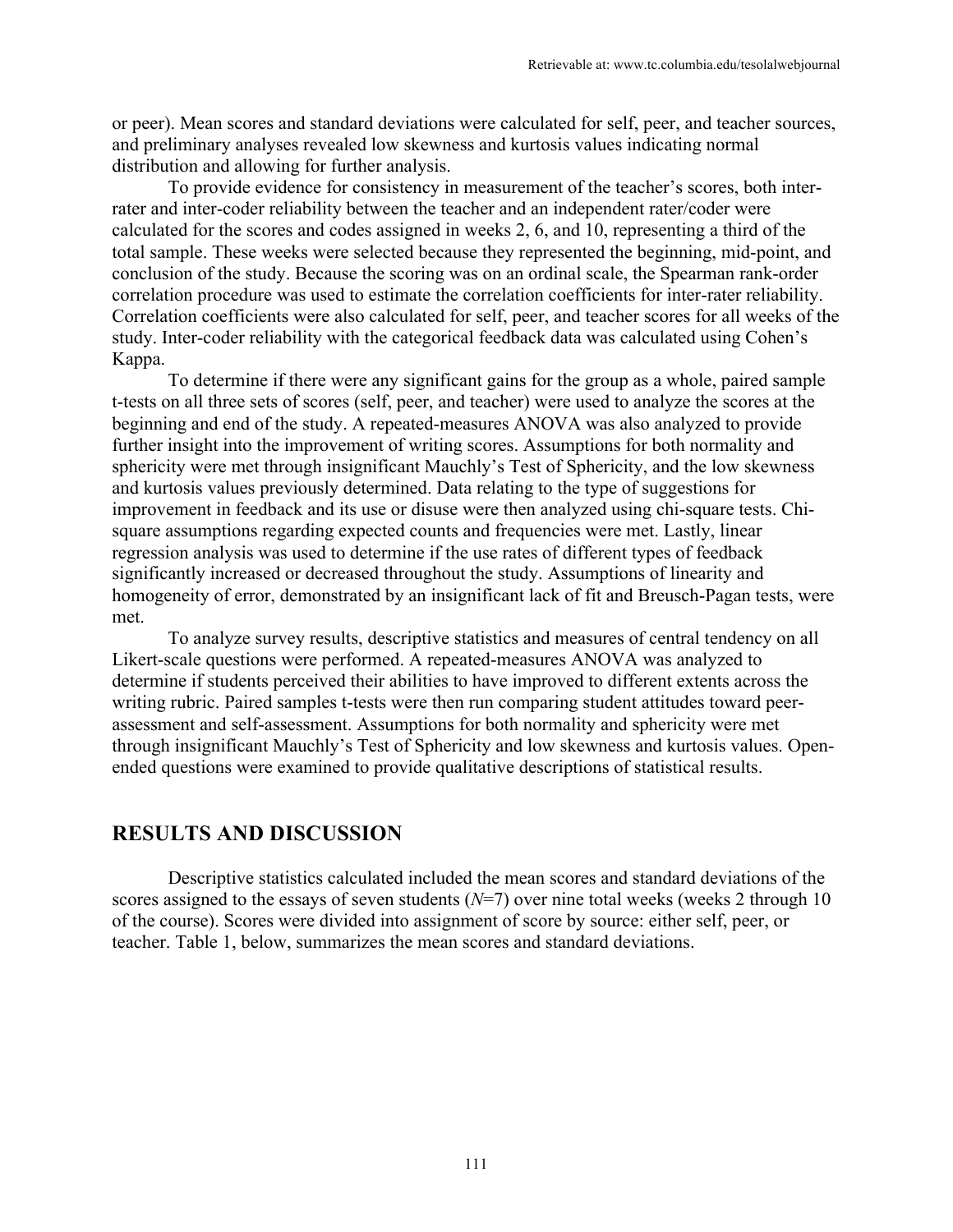or peer). Mean scores and standard deviations were calculated for self, peer, and teacher sources, and preliminary analyses revealed low skewness and kurtosis values indicating normal distribution and allowing for further analysis.

To provide evidence for consistency in measurement of the teacher's scores, both inter-rater and inter-coder reliability between the teacher and an independent rater/coder were calculated for the scores and codes assigned in weeks 2, 6, and 10, representing a third of the total sample. These weeks were selected because they represented the beginning, mid-point, and conclusion of the study. Because the scoring was on an ordinal scale, the Spearman rank-order correlation procedure was used to estimate the correlation coefficients for inter-rater reliability. Correlation coefficients were also calculated for self, peer, and teacher scores for all weeks of the study. Inter-coder reliability with the categorical feedback data was calculated using Cohen's Kappa.

To determine if there were any significant gains for the group as a whole, paired sample t-tests on all three sets of scores (self, peer, and teacher) were used to analyze the scores at the beginning and end of the study. A repeated-measures ANOVA was also analyzed to provide further insight into the improvement of writing scores. Assumptions for both normality and sphericity were met through insignificant Mauchly's Test of Sphericity, and the low skewness and kurtosis values previously determined. Data relating to the type of suggestions for improvement in feedback and its use or disuse were then analyzed using chi-square tests. Chi-square assumptions regarding expected counts and frequencies were met. Lastly, linear regression analysis was used to determine if the use rates of different types of feedback significantly increased or decreased throughout the study. Assumptions of linearity and homogeneity of error, demonstrated by an insignificant lack of fit and Breusch-Pagan tests, were met.

To analyze survey results, descriptive statistics and measures of central tendency on all Likert-scale questions were performed. A repeated-measures ANOVA was analyzed to determine if students perceived their abilities to have improved to different extents across the writing rubric. Paired samples t-tests were then run comparing student attitudes toward peer-assessment and self-assessment. Assumptions for both normality and sphericity were met through insignificant Mauchly's Test of Sphericity and low skewness and kurtosis values. Open-ended questions were examined to provide qualitative descriptions of statistical results.

## RESULTS AND DISCUSSION

Descriptive statistics calculated included the mean scores and standard deviations of the scores assigned to the essays of seven students ($N$=7) over nine total weeks (weeks 2 through 10 of the course). Scores were divided into assignment of score by source: either self, peer, or teacher. Table 1, below, summarizes the mean scores and standard deviations.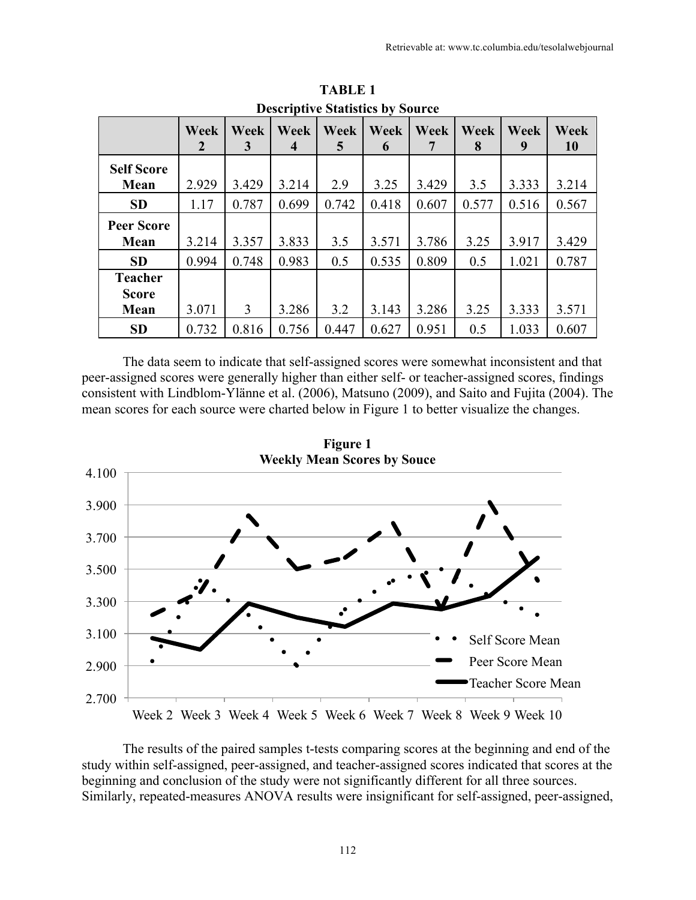**TABLE 1**
**Descriptive Statistics by Source**

| | Week 2 | Week 3 | Week 4 | Week 5 | Week 6 | Week 7 | Week 8 | Week 9 | Week 10 |
|---|---|---|---|---|---|---|---|---|---|
| **Self Score Mean** | 2.929 | 3.429 | 3.214 | 2.9 | 3.25 | 3.429 | 3.5 | 3.333 | 3.214 |
| **SD** | 1.17 | 0.787 | 0.699 | 0.742 | 0.418 | 0.607 | 0.577 | 0.516 | 0.567 |
| **Peer Score Mean** | 3.214 | 3.357 | 3.833 | 3.5 | 3.571 | 3.786 | 3.25 | 3.917 | 3.429 |
| **SD** | 0.994 | 0.748 | 0.983 | 0.5 | 0.535 | 0.809 | 0.5 | 1.021 | 0.787 |
| **Teacher Score Mean** | 3.071 | 3 | 3.286 | 3.2 | 3.143 | 3.286 | 3.25 | 3.333 | 3.571 |
| **SD** | 0.732 | 0.816 | 0.756 | 0.447 | 0.627 | 0.951 | 0.5 | 1.033 | 0.607 |

The data seem to indicate that self-assigned scores were somewhat inconsistent and that peer-assigned scores were generally higher than either self- or teacher-assigned scores, findings consistent with Lindblom-Ylänne et al. (2006), Matsuno (2009), and Saito and Fujita (2004). The mean scores for each source were charted below in Figure 1 to better visualize the changes.

**Figure 1**
**Weekly Mean Scores by Souce**

The results of the paired samples t-tests comparing scores at the beginning and end of the study within self-assigned, peer-assigned, and teacher-assigned scores indicated that scores at the beginning and conclusion of the study were not significantly different for all three sources. Similarly, repeated-measures ANOVA results were insignificant for self-assigned, peer-assigned,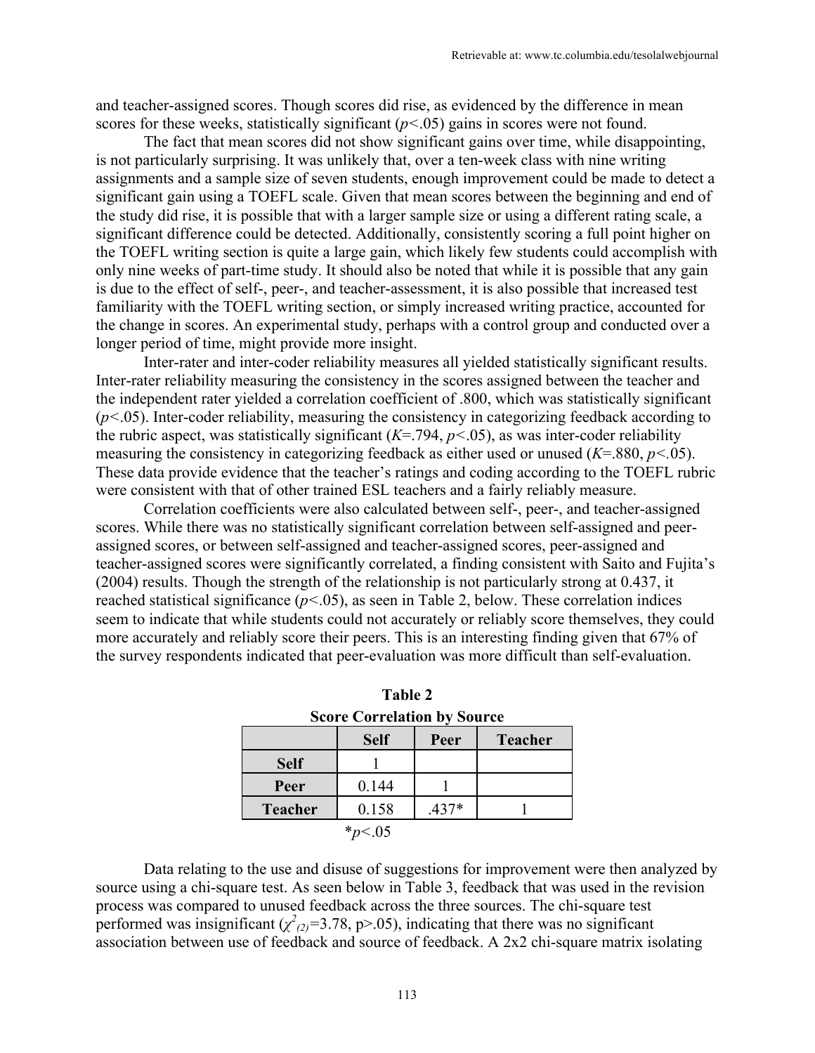and teacher-assigned scores. Though scores did rise, as evidenced by the difference in mean scores for these weeks, statistically significant ($p<.05$) gains in scores were not found.

The fact that mean scores did not show significant gains over time, while disappointing, is not particularly surprising. It was unlikely that, over a ten-week class with nine writing assignments and a sample size of seven students, enough improvement could be made to detect a significant gain using a TOEFL scale. Given that mean scores between the beginning and end of the study did rise, it is possible that with a larger sample size or using a different rating scale, a significant difference could be detected. Additionally, consistently scoring a full point higher on the TOEFL writing section is quite a large gain, which likely few students could accomplish with only nine weeks of part-time study. It should also be noted that while it is possible that any gain is due to the effect of self-, peer-, and teacher-assessment, it is also possible that increased test familiarity with the TOEFL writing section, or simply increased writing practice, accounted for the change in scores. An experimental study, perhaps with a control group and conducted over a longer period of time, might provide more insight.

Inter-rater and inter-coder reliability measures all yielded statistically significant results. Inter-rater reliability measuring the consistency in the scores assigned between the teacher and the independent rater yielded a correlation coefficient of .800, which was statistically significant ($p<.05$). Inter-coder reliability, measuring the consistency in categorizing feedback according to the rubric aspect, was statistically significant ($K=.794$, $p<.05$), as was inter-coder reliability measuring the consistency in categorizing feedback as either used or unused ($K=.880$, $p<.05$). These data provide evidence that the teacher's ratings and coding according to the TOEFL rubric were consistent with that of other trained ESL teachers and a fairly reliably measure.

Correlation coefficients were also calculated between self-, peer-, and teacher-assigned scores. While there was no statistically significant correlation between self-assigned and peer-assigned scores, or between self-assigned and teacher-assigned scores, peer-assigned and teacher-assigned scores were significantly correlated, a finding consistent with Saito and Fujita's (2004) results. Though the strength of the relationship is not particularly strong at 0.437, it reached statistical significance ($p<.05$), as seen in Table 2, below. These correlation indices seem to indicate that while students could not accurately or reliably score themselves, they could more accurately and reliably score their peers. This is an interesting finding given that 67% of the survey respondents indicated that peer-evaluation was more difficult than self-evaluation.

**Table 2**
**Score Correlation by Source**

| | **Self** | **Peer** | **Teacher** |
|---|---|---|---|
| **Self** | 1 | | |
| **Peer** | 0.144 | 1 | |
| **Teacher** | 0.158 | .437* | 1 |

*$p<.05$

Data relating to the use and disuse of suggestions for improvement were then analyzed by source using a chi-square test. As seen below in Table 3, feedback that was used in the revision process was compared to unused feedback across the three sources. The chi-square test performed was insignificant ($\chi^2_{(2)}=3.78$, $p>.05$), indicating that there was no significant association between use of feedback and source of feedback. A 2x2 chi-square matrix isolating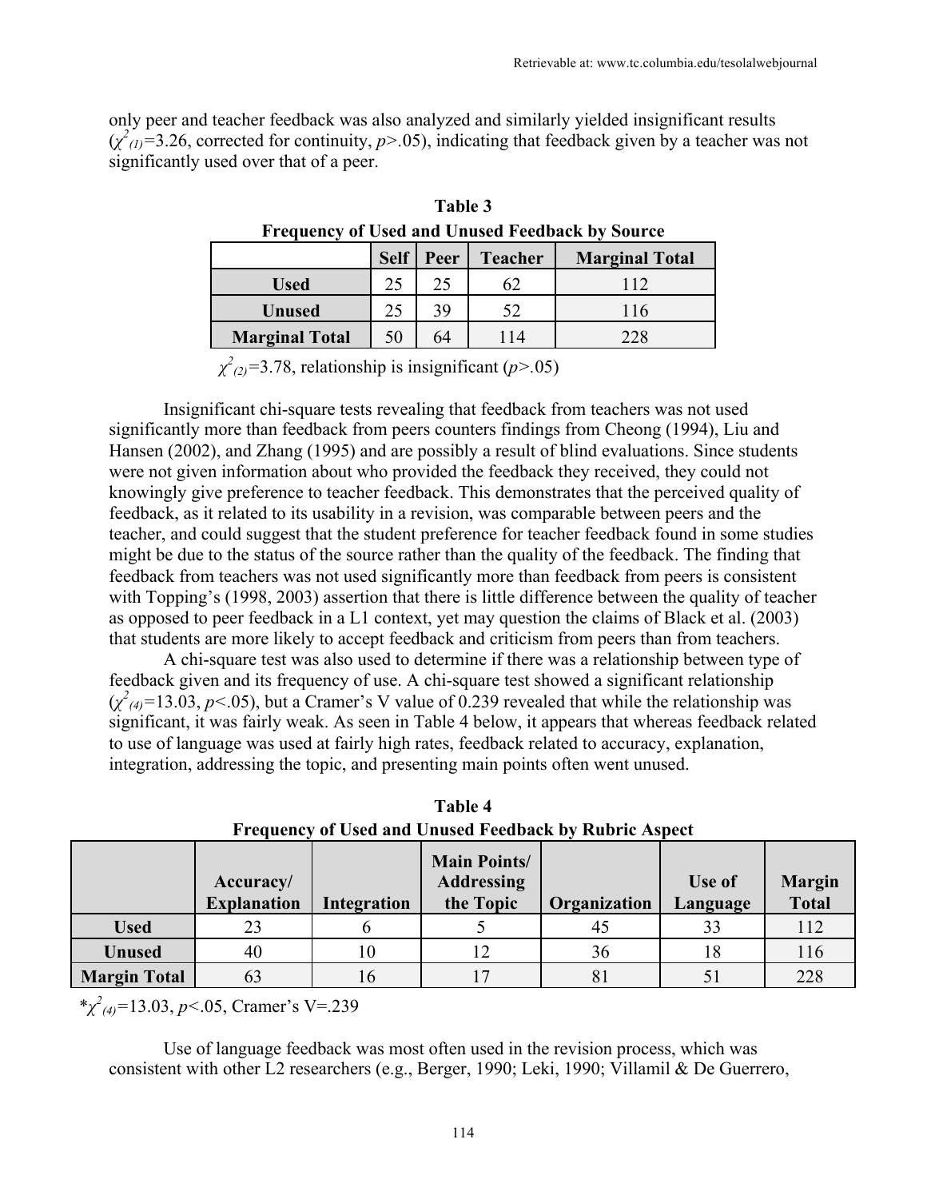only peer and teacher feedback was also analyzed and similarly yielded insignificant results ($\chi^2_{(1)}$=3.26, corrected for continuity, $p$>.05), indicating that feedback given by a teacher was not significantly used over that of a peer.

**Table 3**
**Frequency of Used and Unused Feedback by Source**

| | Self | Peer | Teacher | Marginal Total |
|---|---|---|---|---|
| **Used** | 25 | 25 | 62 | 112 |
| **Unused** | 25 | 39 | 52 | 116 |
| **Marginal Total** | 50 | 64 | 114 | 228 |

$\chi^2_{(2)}$=3.78, relationship is insignificant ($p$>.05)

Insignificant chi-square tests revealing that feedback from teachers was not used significantly more than feedback from peers counters findings from Cheong (1994), Liu and Hansen (2002), and Zhang (1995) and are possibly a result of blind evaluations. Since students were not given information about who provided the feedback they received, they could not knowingly give preference to teacher feedback. This demonstrates that the perceived quality of feedback, as it related to its usability in a revision, was comparable between peers and the teacher, and could suggest that the student preference for teacher feedback found in some studies might be due to the status of the source rather than the quality of the feedback. The finding that feedback from teachers was not used significantly more than feedback from peers is consistent with Topping's (1998, 2003) assertion that there is little difference between the quality of teacher as opposed to peer feedback in a L1 context, yet may question the claims of Black et al. (2003) that students are more likely to accept feedback and criticism from peers than from teachers.

A chi-square test was also used to determine if there was a relationship between type of feedback given and its frequency of use. A chi-square test showed a significant relationship ($\chi^2_{(4)}$=13.03, $p$<.05), but a Cramer's V value of 0.239 revealed that while the relationship was significant, it was fairly weak. As seen in Table 4 below, it appears that whereas feedback related to use of language was used at fairly high rates, feedback related to accuracy, explanation, integration, addressing the topic, and presenting main points often went unused.

**Table 4**
**Frequency of Used and Unused Feedback by Rubric Aspect**

| | Accuracy/ Explanation | Integration | Main Points/ Addressing the Topic | Organization | Use of Language | Margin Total |
|---|---|---|---|---|---|---|
| **Used** | 23 | 6 | 5 | 45 | 33 | 112 |
| **Unused** | 40 | 10 | 12 | 36 | 18 | 116 |
| **Margin Total** | 63 | 16 | 17 | 81 | 51 | 228 |

*$\chi^2_{(4)}$=13.03, $p$<.05, Cramer's V=.239

Use of language feedback was most often used in the revision process, which was consistent with other L2 researchers (e.g., Berger, 1990; Leki, 1990; Villamil & De Guerrero,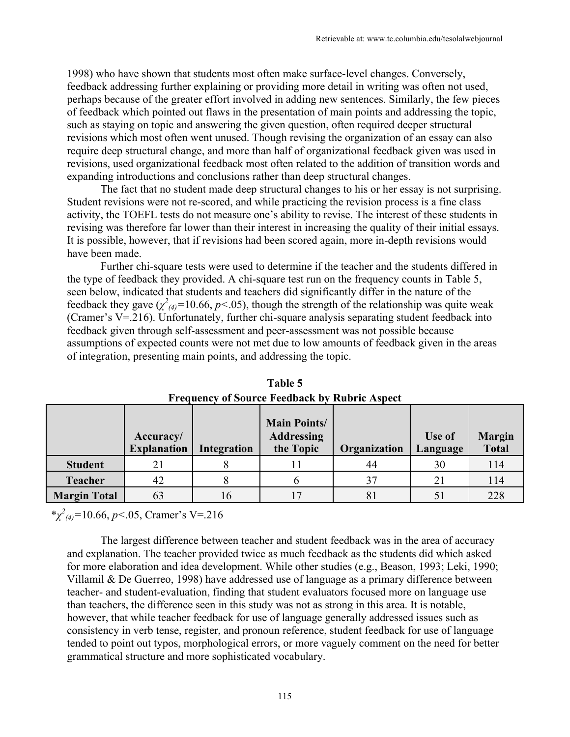1998) who have shown that students most often make surface-level changes. Conversely, feedback addressing further explaining or providing more detail in writing was often not used, perhaps because of the greater effort involved in adding new sentences. Similarly, the few pieces of feedback which pointed out flaws in the presentation of main points and addressing the topic, such as staying on topic and answering the given question, often required deeper structural revisions which most often went unused. Though revising the organization of an essay can also require deep structural change, and more than half of organizational feedback given was used in revisions, used organizational feedback most often related to the addition of transition words and expanding introductions and conclusions rather than deep structural changes.

The fact that no student made deep structural changes to his or her essay is not surprising. Student revisions were not re-scored, and while practicing the revision process is a fine class activity, the TOEFL tests do not measure one's ability to revise. The interest of these students in revising was therefore far lower than their interest in increasing the quality of their initial essays. It is possible, however, that if revisions had been scored again, more in-depth revisions would have been made.

Further chi-square tests were used to determine if the teacher and the students differed in the type of feedback they provided. A chi-square test run on the frequency counts in Table 5, seen below, indicated that students and teachers did significantly differ in the nature of the feedback they gave ($\chi^2_{(4)}$=10.66, $p$<.05), though the strength of the relationship was quite weak (Cramer's V=.216). Unfortunately, further chi-square analysis separating student feedback into feedback given through self-assessment and peer-assessment was not possible because assumptions of expected counts were not met due to low amounts of feedback given in the areas of integration, presenting main points, and addressing the topic.

**Table 5**
**Frequency of Source Feedback by Rubric Aspect**

| | Accuracy/ Explanation | Integration | Main Points/ Addressing the Topic | Organization | Use of Language | Margin Total |
|---|---|---|---|---|---|---|
| **Student** | 21 | 8 | 11 | 44 | 30 | 114 |
| **Teacher** | 42 | 8 | 6 | 37 | 21 | 114 |
| **Margin Total** | 63 | 16 | 17 | 81 | 51 | 228 |

*$\chi^2_{(4)}$=10.66, $p$<.05, Cramer's V=.216

The largest difference between teacher and student feedback was in the area of accuracy and explanation. The teacher provided twice as much feedback as the students did which asked for more elaboration and idea development. While other studies (e.g., Beason, 1993; Leki, 1990; Villamil & De Guerreo, 1998) have addressed use of language as a primary difference between teacher- and student-evaluation, finding that student evaluators focused more on language use than teachers, the difference seen in this study was not as strong in this area. It is notable, however, that while teacher feedback for use of language generally addressed issues such as consistency in verb tense, register, and pronoun reference, student feedback for use of language tended to point out typos, morphological errors, or more vaguely comment on the need for better grammatical structure and more sophisticated vocabulary.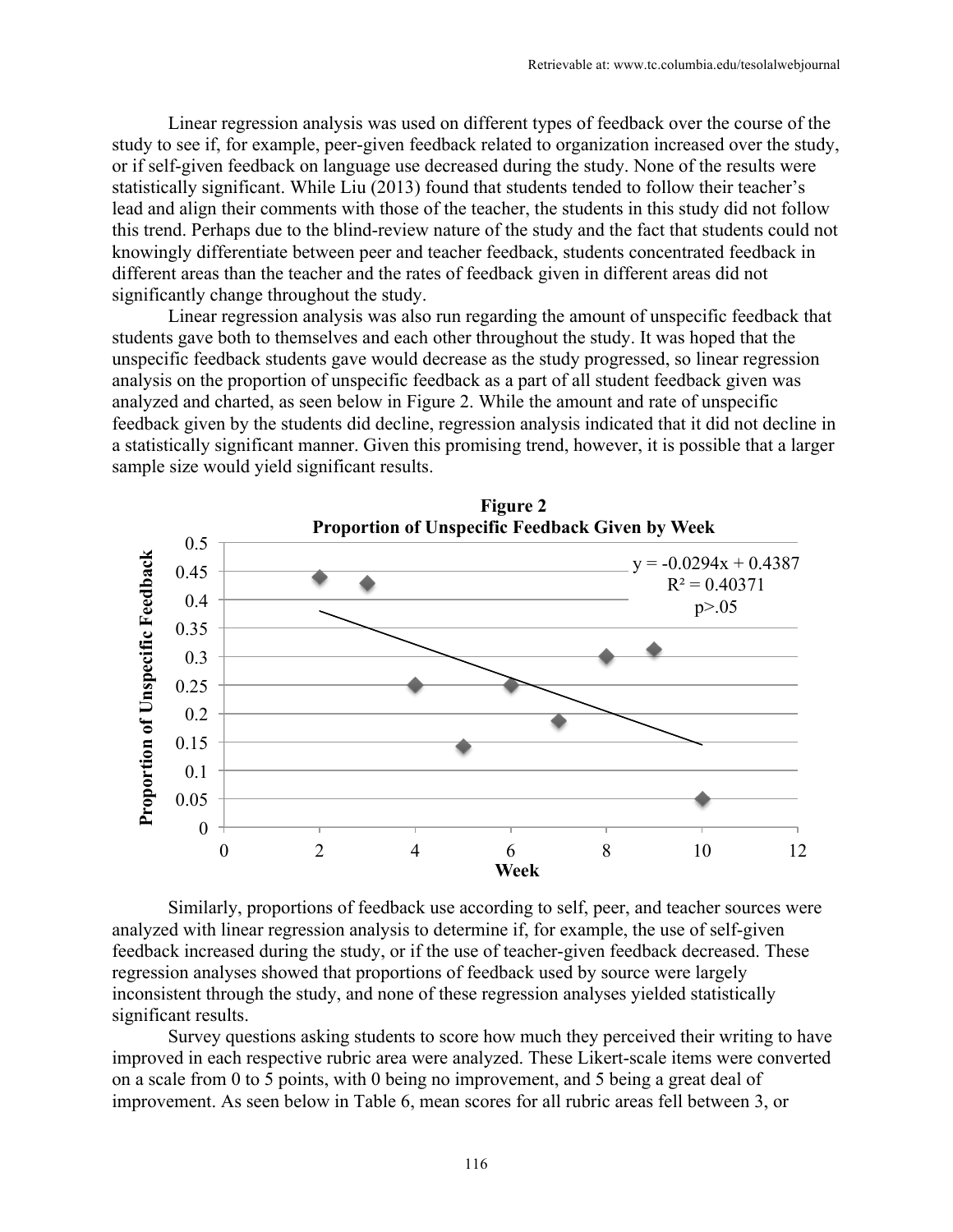Linear regression analysis was used on different types of feedback over the course of the study to see if, for example, peer-given feedback related to organization increased over the study, or if self-given feedback on language use decreased during the study. None of the results were statistically significant. While Liu (2013) found that students tended to follow their teacher's lead and align their comments with those of the teacher, the students in this study did not follow this trend. Perhaps due to the blind-review nature of the study and the fact that students could not knowingly differentiate between peer and teacher feedback, students concentrated feedback in different areas than the teacher and the rates of feedback given in different areas did not significantly change throughout the study.

Linear regression analysis was also run regarding the amount of unspecific feedback that students gave both to themselves and each other throughout the study. It was hoped that the unspecific feedback students gave would decrease as the study progressed, so linear regression analysis on the proportion of unspecific feedback as a part of all student feedback given was analyzed and charted, as seen below in Figure 2. While the amount and rate of unspecific feedback given by the students did decline, regression analysis indicated that it did not decline in a statistically significant manner. Given this promising trend, however, it is possible that a larger sample size would yield significant results.

**Figure 2**
**Proportion of Unspecific Feedback Given by Week**

$y = -0.0294x + 0.4387$
$R^2 = 0.40371$
$p > .05$

Similarly, proportions of feedback use according to self, peer, and teacher sources were analyzed with linear regression analysis to determine if, for example, the use of self-given feedback increased during the study, or if the use of teacher-given feedback decreased. These regression analyses showed that proportions of feedback used by source were largely inconsistent through the study, and none of these regression analyses yielded statistically significant results.

Survey questions asking students to score how much they perceived their writing to have improved in each respective rubric area were analyzed. These Likert-scale items were converted on a scale from 0 to 5 points, with 0 being no improvement, and 5 being a great deal of improvement. As seen below in Table 6, mean scores for all rubric areas fell between 3, or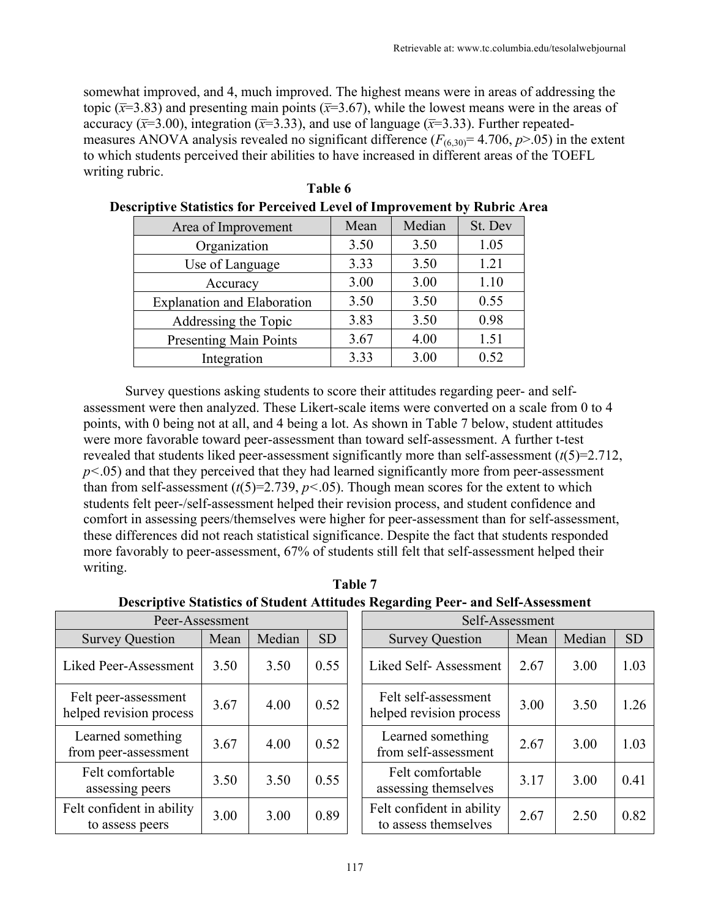somewhat improved, and 4, much improved. The highest means were in areas of addressing the topic ($\bar{x}$=3.83) and presenting main points ($\bar{x}$=3.67), while the lowest means were in the areas of accuracy ($\bar{x}$=3.00), integration ($\bar{x}$=3.33), and use of language ($\bar{x}$=3.33). Further repeated-measures ANOVA analysis revealed no significant difference ($F_{(6,30)}$= 4.706, $p$>.05) in the extent to which students perceived their abilities to have increased in different areas of the TOEFL writing rubric.

**Table 6**
**Descriptive Statistics for Perceived Level of Improvement by Rubric Area**

| Area of Improvement | Mean | Median | St. Dev |
|---|---|---|---|
| Organization | 3.50 | 3.50 | 1.05 |
| Use of Language | 3.33 | 3.50 | 1.21 |
| Accuracy | 3.00 | 3.00 | 1.10 |
| Explanation and Elaboration | 3.50 | 3.50 | 0.55 |
| Addressing the Topic | 3.83 | 3.50 | 0.98 |
| Presenting Main Points | 3.67 | 4.00 | 1.51 |
| Integration | 3.33 | 3.00 | 0.52 |

Survey questions asking students to score their attitudes regarding peer- and self-assessment were then analyzed. These Likert-scale items were converted on a scale from 0 to 4 points, with 0 being not at all, and 4 being a lot. As shown in Table 7 below, student attitudes were more favorable toward peer-assessment than toward self-assessment. A further t-test revealed that students liked peer-assessment significantly more than self-assessment ($t(5)$=2.712, $p$<.05) and that they perceived that they had learned significantly more from peer-assessment than from self-assessment ($t(5)$=2.739, $p$<.05). Though mean scores for the extent to which students felt peer-/self-assessment helped their revision process, and student confidence and comfort in assessing peers/themselves were higher for peer-assessment than for self-assessment, these differences did not reach statistical significance. Despite the fact that students responded more favorably to peer-assessment, 67% of students still felt that self-assessment helped their writing.

**Table 7**
**Descriptive Statistics of Student Attitudes Regarding Peer- and Self-Assessment**

| Peer-Assessment | | | | Self-Assessment | | | |
|---|---|---|---|---|---|---|---|
| Survey Question | Mean | Median | SD | Survey Question | Mean | Median | SD |
| Liked Peer-Assessment | 3.50 | 3.50 | 0.55 | Liked Self- Assessment | 2.67 | 3.00 | 1.03 |
| Felt peer-assessment helped revision process | 3.67 | 4.00 | 0.52 | Felt self-assessment helped revision process | 3.00 | 3.50 | 1.26 |
| Learned something from peer-assessment | 3.67 | 4.00 | 0.52 | Learned something from self-assessment | 2.67 | 3.00 | 1.03 |
| Felt comfortable assessing peers | 3.50 | 3.50 | 0.55 | Felt comfortable assessing themselves | 3.17 | 3.00 | 0.41 |
| Felt confident in ability to assess peers | 3.00 | 3.00 | 0.89 | Felt confident in ability to assess themselves | 2.67 | 2.50 | 0.82 |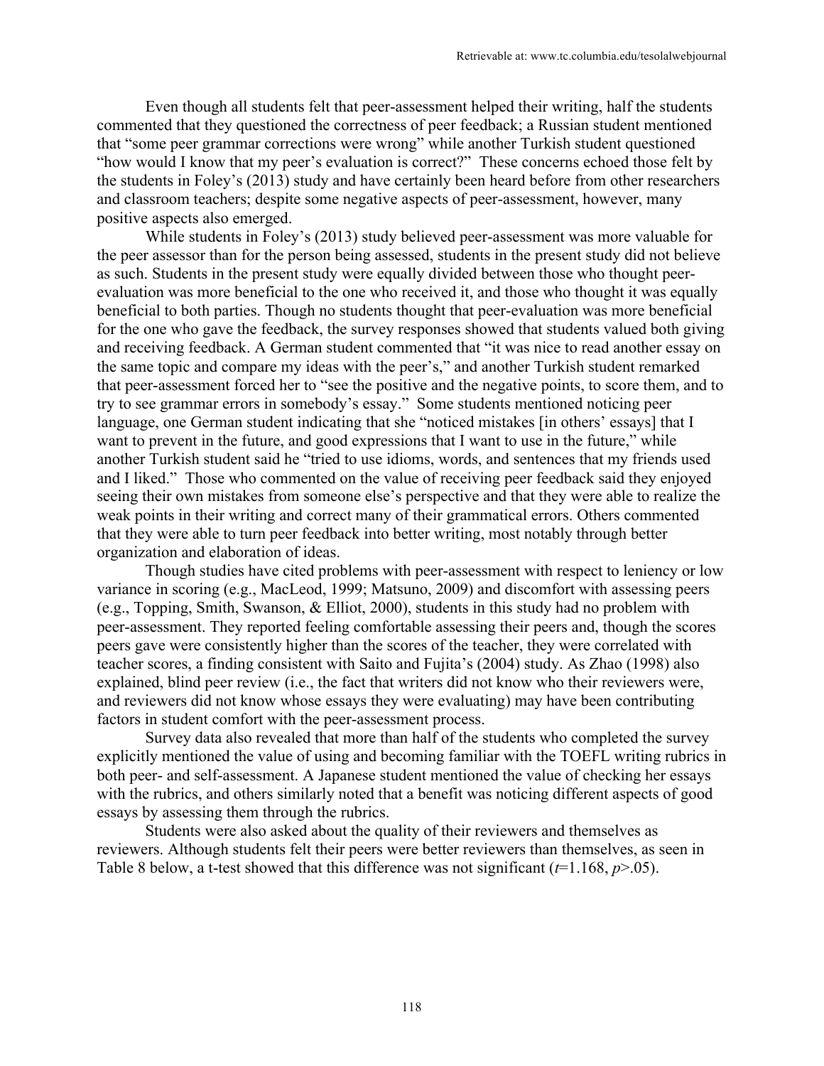Even though all students felt that peer-assessment helped their writing, half the students commented that they questioned the correctness of peer feedback; a Russian student mentioned that "some peer grammar corrections were wrong" while another Turkish student questioned "how would I know that my peer's evaluation is correct?" These concerns echoed those felt by the students in Foley's (2013) study and have certainly been heard before from other researchers and classroom teachers; despite some negative aspects of peer-assessment, however, many positive aspects also emerged.

While students in Foley's (2013) study believed peer-assessment was more valuable for the peer assessor than for the person being assessed, students in the present study did not believe as such. Students in the present study were equally divided between those who thought peer-evaluation was more beneficial to the one who received it, and those who thought it was equally beneficial to both parties. Though no students thought that peer-evaluation was more beneficial for the one who gave the feedback, the survey responses showed that students valued both giving and receiving feedback. A German student commented that "it was nice to read another essay on the same topic and compare my ideas with the peer's," and another Turkish student remarked that peer-assessment forced her to "see the positive and the negative points, to score them, and to try to see grammar errors in somebody's essay." Some students mentioned noticing peer language, one German student indicating that she "noticed mistakes [in others' essays] that I want to prevent in the future, and good expressions that I want to use in the future," while another Turkish student said he "tried to use idioms, words, and sentences that my friends used and I liked." Those who commented on the value of receiving peer feedback said they enjoyed seeing their own mistakes from someone else's perspective and that they were able to realize the weak points in their writing and correct many of their grammatical errors. Others commented that they were able to turn peer feedback into better writing, most notably through better organization and elaboration of ideas.

Though studies have cited problems with peer-assessment with respect to leniency or low variance in scoring (e.g., MacLeod, 1999; Matsuno, 2009) and discomfort with assessing peers (e.g., Topping, Smith, Swanson, & Elliot, 2000), students in this study had no problem with peer-assessment. They reported feeling comfortable assessing their peers and, though the scores peers gave were consistently higher than the scores of the teacher, they were correlated with teacher scores, a finding consistent with Saito and Fujita's (2004) study. As Zhao (1998) also explained, blind peer review (i.e., the fact that writers did not know who their reviewers were, and reviewers did not know whose essays they were evaluating) may have been contributing factors in student comfort with the peer-assessment process.

Survey data also revealed that more than half of the students who completed the survey explicitly mentioned the value of using and becoming familiar with the TOEFL writing rubrics in both peer- and self-assessment. A Japanese student mentioned the value of checking her essays with the rubrics, and others similarly noted that a benefit was noticing different aspects of good essays by assessing them through the rubrics.

Students were also asked about the quality of their reviewers and themselves as reviewers. Although students felt their peers were better reviewers than themselves, as seen in Table 8 below, a t-test showed that this difference was not significant ($t$=1.168, $p$>.05).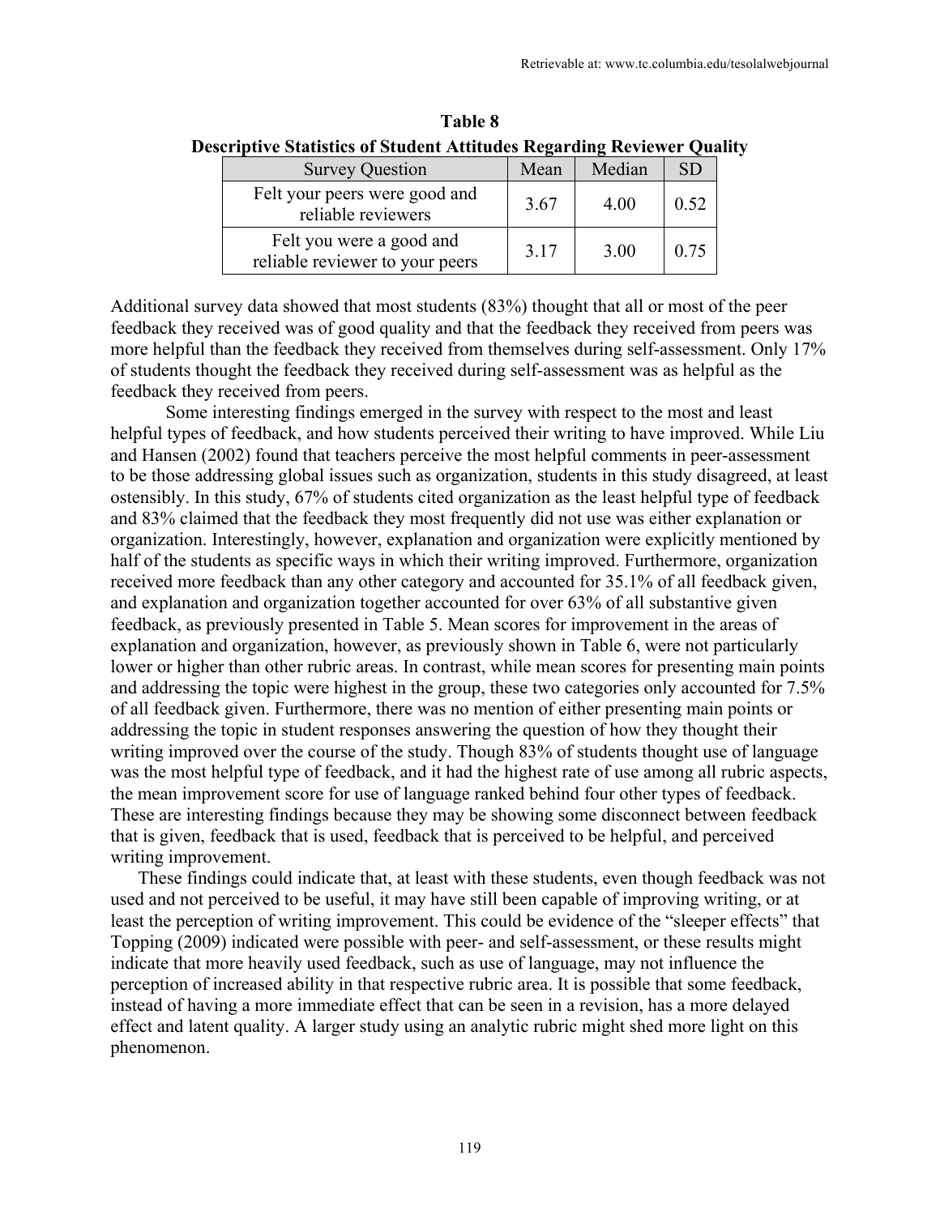**Table 8**
**Descriptive Statistics of Student Attitudes Regarding Reviewer Quality**

| Survey Question | Mean | Median | SD |
|---|---|---|---|
| Felt your peers were good and reliable reviewers | 3.67 | 4.00 | 0.52 |
| Felt you were a good and reliable reviewer to your peers | 3.17 | 3.00 | 0.75 |

Additional survey data showed that most students (83%) thought that all or most of the peer feedback they received was of good quality and that the feedback they received from peers was more helpful than the feedback they received from themselves during self-assessment. Only 17% of students thought the feedback they received during self-assessment was as helpful as the feedback they received from peers.

Some interesting findings emerged in the survey with respect to the most and least helpful types of feedback, and how students perceived their writing to have improved. While Liu and Hansen (2002) found that teachers perceive the most helpful comments in peer-assessment to be those addressing global issues such as organization, students in this study disagreed, at least ostensibly. In this study, 67% of students cited organization as the least helpful type of feedback and 83% claimed that the feedback they most frequently did not use was either explanation or organization. Interestingly, however, explanation and organization were explicitly mentioned by half of the students as specific ways in which their writing improved. Furthermore, organization received more feedback than any other category and accounted for 35.1% of all feedback given, and explanation and organization together accounted for over 63% of all substantive given feedback, as previously presented in Table 5. Mean scores for improvement in the areas of explanation and organization, however, as previously shown in Table 6, were not particularly lower or higher than other rubric areas. In contrast, while mean scores for presenting main points and addressing the topic were highest in the group, these two categories only accounted for 7.5% of all feedback given. Furthermore, there was no mention of either presenting main points or addressing the topic in student responses answering the question of how they thought their writing improved over the course of the study. Though 83% of students thought use of language was the most helpful type of feedback, and it had the highest rate of use among all rubric aspects, the mean improvement score for use of language ranked behind four other types of feedback. These are interesting findings because they may be showing some disconnect between feedback that is given, feedback that is used, feedback that is perceived to be helpful, and perceived writing improvement.

These findings could indicate that, at least with these students, even though feedback was not used and not perceived to be useful, it may have still been capable of improving writing, or at least the perception of writing improvement. This could be evidence of the "sleeper effects" that Topping (2009) indicated were possible with peer- and self-assessment, or these results might indicate that more heavily used feedback, such as use of language, may not influence the perception of increased ability in that respective rubric area. It is possible that some feedback, instead of having a more immediate effect that can be seen in a revision, has a more delayed effect and latent quality. A larger study using an analytic rubric might shed more light on this phenomenon.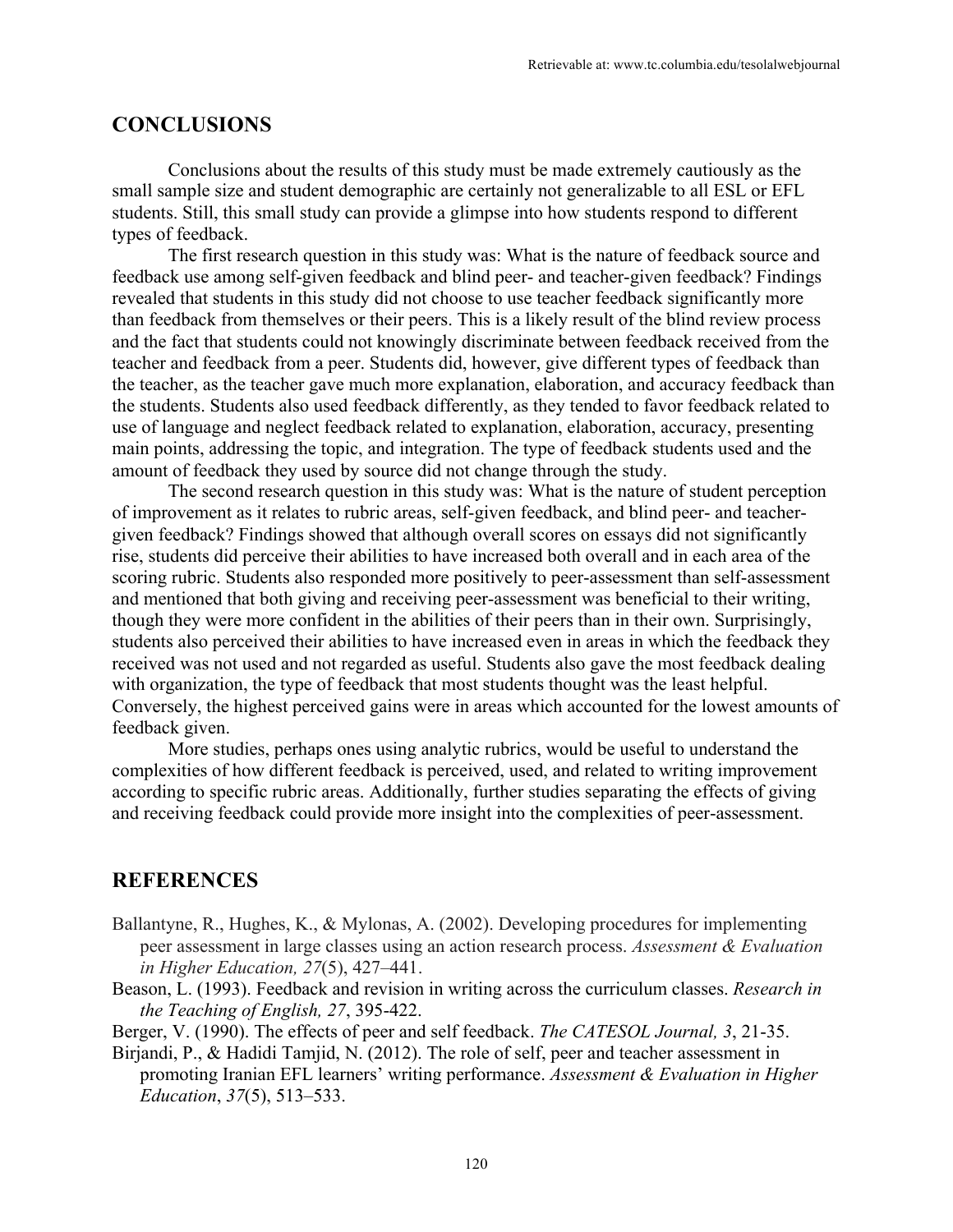## CONCLUSIONS

Conclusions about the results of this study must be made extremely cautiously as the small sample size and student demographic are certainly not generalizable to all ESL or EFL students. Still, this small study can provide a glimpse into how students respond to different types of feedback.

The first research question in this study was: What is the nature of feedback source and feedback use among self-given feedback and blind peer- and teacher-given feedback? Findings revealed that students in this study did not choose to use teacher feedback significantly more than feedback from themselves or their peers. This is a likely result of the blind review process and the fact that students could not knowingly discriminate between feedback received from the teacher and feedback from a peer. Students did, however, give different types of feedback than the teacher, as the teacher gave much more explanation, elaboration, and accuracy feedback than the students. Students also used feedback differently, as they tended to favor feedback related to use of language and neglect feedback related to explanation, elaboration, accuracy, presenting main points, addressing the topic, and integration. The type of feedback students used and the amount of feedback they used by source did not change through the study.

The second research question in this study was: What is the nature of student perception of improvement as it relates to rubric areas, self-given feedback, and blind peer- and teacher-given feedback? Findings showed that although overall scores on essays did not significantly rise, students did perceive their abilities to have increased both overall and in each area of the scoring rubric. Students also responded more positively to peer-assessment than self-assessment and mentioned that both giving and receiving peer-assessment was beneficial to their writing, though they were more confident in the abilities of their peers than in their own. Surprisingly, students also perceived their abilities to have increased even in areas in which the feedback they received was not used and not regarded as useful. Students also gave the most feedback dealing with organization, the type of feedback that most students thought was the least helpful. Conversely, the highest perceived gains were in areas which accounted for the lowest amounts of feedback given.

More studies, perhaps ones using analytic rubrics, would be useful to understand the complexities of how different feedback is perceived, used, and related to writing improvement according to specific rubric areas. Additionally, further studies separating the effects of giving and receiving feedback could provide more insight into the complexities of peer-assessment.

## REFERENCES

Ballantyne, R., Hughes, K., & Mylonas, A. (2002). Developing procedures for implementing peer assessment in large classes using an action research process. *Assessment & Evaluation in Higher Education, 27*(5), 427–441.

Beason, L. (1993). Feedback and revision in writing across the curriculum classes. *Research in the Teaching of English, 27*, 395-422.

Berger, V. (1990). The effects of peer and self feedback. *The CATESOL Journal, 3*, 21-35.

Birjandi, P., & Hadidi Tamjid, N. (2012). The role of self, peer and teacher assessment in promoting Iranian EFL learners' writing performance. *Assessment & Evaluation in Higher Education*, *37*(5), 513–533.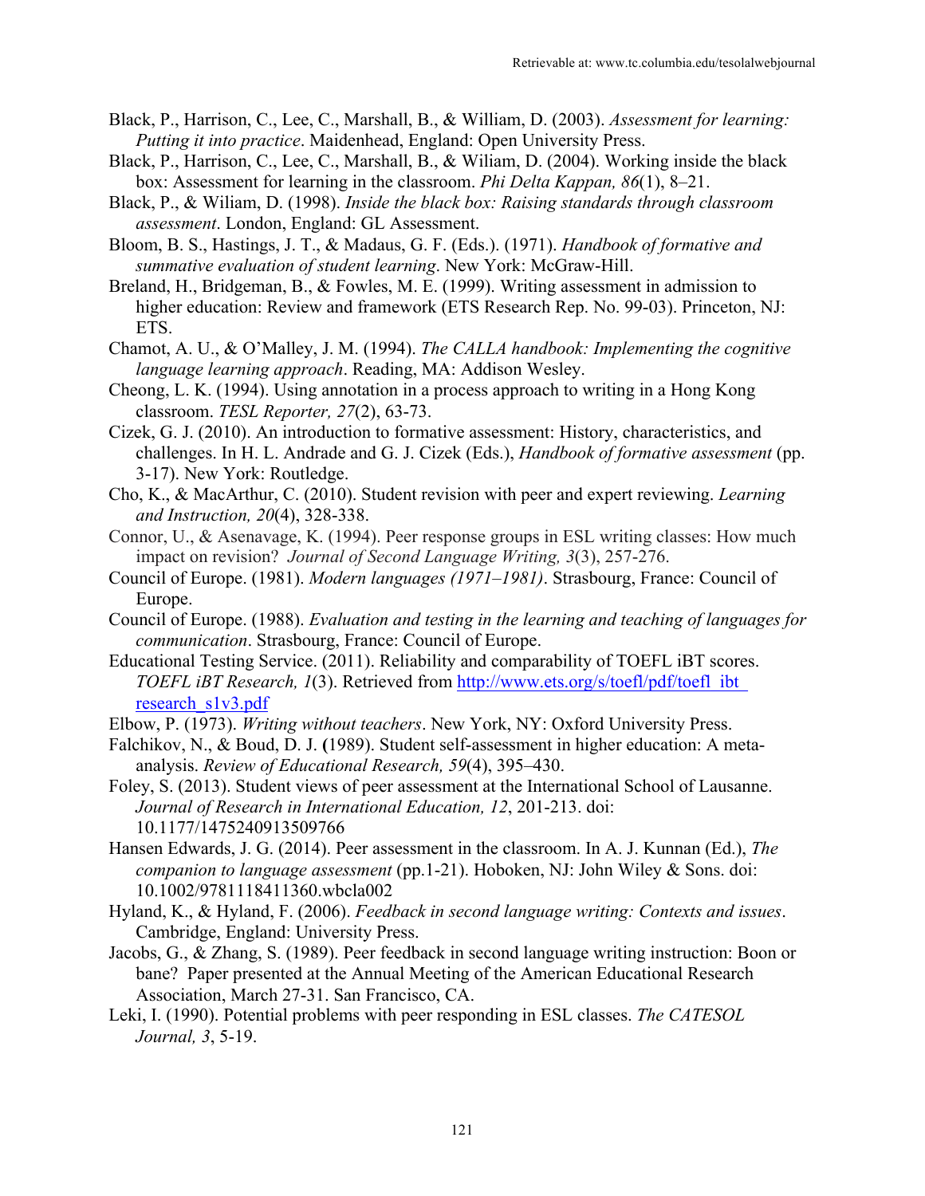Black, P., Harrison, C., Lee, C., Marshall, B., & William, D. (2003). *Assessment for learning: Putting it into practice*. Maidenhead, England: Open University Press.

Black, P., Harrison, C., Lee, C., Marshall, B., & Wiliam, D. (2004). Working inside the black box: Assessment for learning in the classroom. *Phi Delta Kappan, 86*(1), 8–21.

Black, P., & Wiliam, D. (1998). *Inside the black box: Raising standards through classroom assessment*. London, England: GL Assessment.

Bloom, B. S., Hastings, J. T., & Madaus, G. F. (Eds.). (1971). *Handbook of formative and summative evaluation of student learning*. New York: McGraw-Hill.

Breland, H., Bridgeman, B., & Fowles, M. E. (1999). Writing assessment in admission to higher education: Review and framework (ETS Research Rep. No. 99-03). Princeton, NJ: ETS.

Chamot, A. U., & O'Malley, J. M. (1994). *The CALLA handbook: Implementing the cognitive language learning approach*. Reading, MA: Addison Wesley.

Cheong, L. K. (1994). Using annotation in a process approach to writing in a Hong Kong classroom. *TESL Reporter, 27*(2), 63-73.

Cizek, G. J. (2010). An introduction to formative assessment: History, characteristics, and challenges. In H. L. Andrade and G. J. Cizek (Eds.), *Handbook of formative assessment* (pp. 3-17). New York: Routledge.

Cho, K., & MacArthur, C. (2010). Student revision with peer and expert reviewing. *Learning and Instruction, 20*(4), 328-338.

Connor, U., & Asenavage, K. (1994). Peer response groups in ESL writing classes: How much impact on revision? *Journal of Second Language Writing, 3*(3), 257-276.

Council of Europe. (1981). *Modern languages (1971–1981)*. Strasbourg, France: Council of Europe.

Council of Europe. (1988). *Evaluation and testing in the learning and teaching of languages for communication*. Strasbourg, France: Council of Europe.

Educational Testing Service. (2011). Reliability and comparability of TOEFL iBT scores. *TOEFL iBT Research, 1*(3). Retrieved from http://www.ets.org/s/toefl/pdf/toefl_ibt_research_s1v3.pdf

Elbow, P. (1973). *Writing without teachers*. New York, NY: Oxford University Press.

Falchikov, N., & Boud, D. J. (1989). Student self-assessment in higher education: A meta-analysis. *Review of Educational Research, 59*(4), 395–430.

Foley, S. (2013). Student views of peer assessment at the International School of Lausanne. *Journal of Research in International Education, 12*, 201-213. doi: 10.1177/1475240913509766

Hansen Edwards, J. G. (2014). Peer assessment in the classroom. In A. J. Kunnan (Ed.), *The companion to language assessment* (pp.1-21). Hoboken, NJ: John Wiley & Sons. doi: 10.1002/9781118411360.wbcla002

Hyland, K., & Hyland, F. (2006). *Feedback in second language writing: Contexts and issues*. Cambridge, England: University Press.

Jacobs, G., & Zhang, S. (1989). Peer feedback in second language writing instruction: Boon or bane? Paper presented at the Annual Meeting of the American Educational Research Association, March 27-31. San Francisco, CA.

Leki, I. (1990). Potential problems with peer responding in ESL classes. *The CATESOL Journal, 3*, 5-19.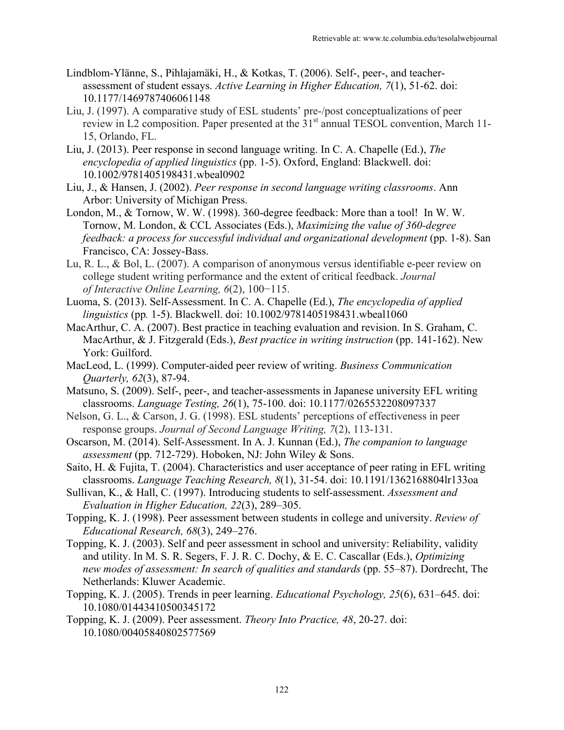Lindblom-Ylänne, S., Pihlajamäki, H., & Kotkas, T. (2006). Self-, peer-, and teacher-assessment of student essays. *Active Learning in Higher Education, 7*(1), 51-62. doi: 10.1177/1469787406061148

Liu, J. (1997). A comparative study of ESL students' pre-/post conceptualizations of peer review in L2 composition. Paper presented at the 31st annual TESOL convention, March 11-15, Orlando, FL.

Liu, J. (2013). Peer response in second language writing. In C. A. Chapelle (Ed.), *The encyclopedia of applied linguistics* (pp. 1-5). Oxford, England: Blackwell. doi: 10.1002/9781405198431.wbeal0902

Liu, J., & Hansen, J. (2002). *Peer response in second language writing classrooms*. Ann Arbor: University of Michigan Press.

London, M., & Tornow, W. W. (1998). 360-degree feedback: More than a tool! In W. W. Tornow, M. London, & CCL Associates (Eds.), *Maximizing the value of 360-degree feedback: a process for successful individual and organizational development* (pp. 1-8). San Francisco, CA: Jossey-Bass.

Lu, R. L., & Bol, L. (2007). A comparison of anonymous versus identifiable e-peer review on college student writing performance and the extent of critical feedback. *Journal of Interactive Online Learning, 6*(2), 100−115.

Luoma, S. (2013). Self-Assessment. In C. A. Chapelle (Ed.), *The encyclopedia of applied linguistics* (pp. 1-5). Blackwell. doi: 10.1002/9781405198431.wbeal1060

MacArthur, C. A. (2007). Best practice in teaching evaluation and revision. In S. Graham, C. MacArthur, & J. Fitzgerald (Eds.), *Best practice in writing instruction* (pp. 141-162). New York: Guilford.

MacLeod, L. (1999). Computer-aided peer review of writing. *Business Communication Quarterly, 62*(3), 87-94.

Matsuno, S. (2009). Self-, peer-, and teacher-assessments in Japanese university EFL writing classrooms. *Language Testing, 26*(1), 75-100. doi: 10.1177/0265532208097337

Nelson, G. L., & Carson, J. G. (1998). ESL students' perceptions of effectiveness in peer response groups. *Journal of Second Language Writing, 7*(2), 113-131.

Oscarson, M. (2014). Self-Assessment. In A. J. Kunnan (Ed.), *The companion to language assessment* (pp. 712-729). Hoboken, NJ: John Wiley & Sons.

Saito, H. & Fujita, T. (2004). Characteristics and user acceptance of peer rating in EFL writing classrooms. *Language Teaching Research, 8*(1), 31-54. doi: 10.1191/1362168804lr133oa

Sullivan, K., & Hall, C. (1997). Introducing students to self-assessment. *Assessment and Evaluation in Higher Education, 22*(3), 289–305.

Topping, K. J. (1998). Peer assessment between students in college and university. *Review of Educational Research, 68*(3), 249–276.

Topping, K. J. (2003). Self and peer assessment in school and university: Reliability, validity and utility. In M. S. R. Segers, F. J. R. C. Dochy, & E. C. Cascallar (Eds.), *Optimizing new modes of assessment: In search of qualities and standards* (pp. 55–87). Dordrecht, The Netherlands: Kluwer Academic.

Topping, K. J. (2005). Trends in peer learning. *Educational Psychology, 25*(6), 631–645. doi: 10.1080/01443410500345172

Topping, K. J. (2009). Peer assessment. *Theory Into Practice, 48*, 20-27. doi: 10.1080/00405840802577569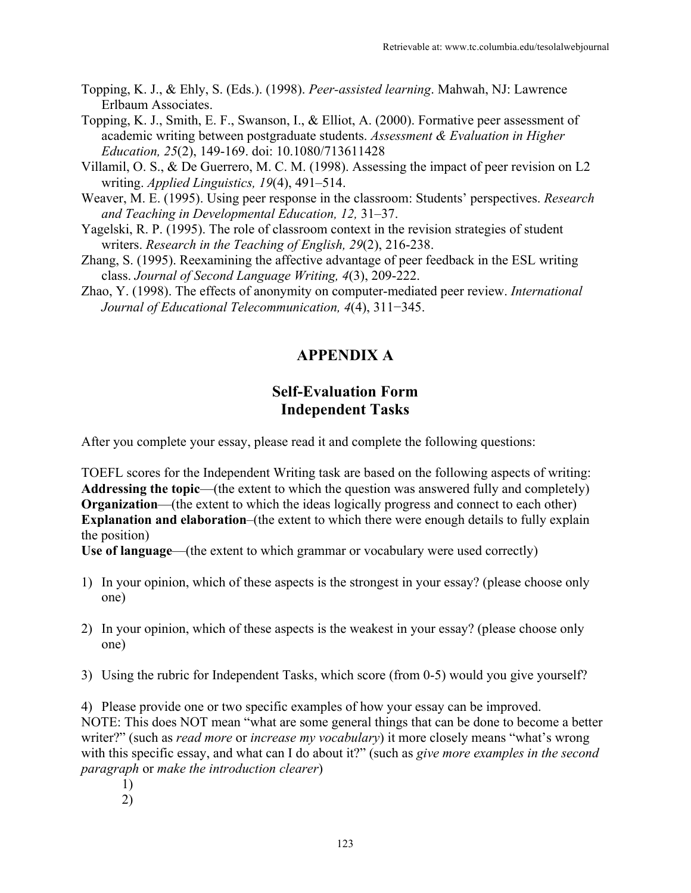Topping, K. J., & Ehly, S. (Eds.). (1998). *Peer-assisted learning*. Mahwah, NJ: Lawrence Erlbaum Associates.

Topping, K. J., Smith, E. F., Swanson, I., & Elliot, A. (2000). Formative peer assessment of academic writing between postgraduate students. *Assessment & Evaluation in Higher Education, 25*(2), 149-169. doi: 10.1080/713611428

Villamil, O. S., & De Guerrero, M. C. M. (1998). Assessing the impact of peer revision on L2 writing. *Applied Linguistics, 19*(4), 491–514.

Weaver, M. E. (1995). Using peer response in the classroom: Students' perspectives. *Research and Teaching in Developmental Education, 12,* 31–37.

Yagelski, R. P. (1995). The role of classroom context in the revision strategies of student writers. *Research in the Teaching of English, 29*(2), 216-238.

Zhang, S. (1995). Reexamining the affective advantage of peer feedback in the ESL writing class. *Journal of Second Language Writing, 4*(3), 209-222.

Zhao, Y. (1998). The effects of anonymity on computer-mediated peer review. *International Journal of Educational Telecommunication, 4*(4), 311−345.

## APPENDIX A

### Self-Evaluation Form
### Independent Tasks

After you complete your essay, please read it and complete the following questions:

TOEFL scores for the Independent Writing task are based on the following aspects of writing:
**Addressing the topic**—(the extent to which the question was answered fully and completely)
**Organization**—(the extent to which the ideas logically progress and connect to each other)
**Explanation and elaboration**–(the extent to which there were enough details to fully explain the position)
**Use of language**—(the extent to which grammar or vocabulary were used correctly)

1) In your opinion, which of these aspects is the strongest in your essay? (please choose only one)

2) In your opinion, which of these aspects is the weakest in your essay? (please choose only one)

3) Using the rubric for Independent Tasks, which score (from 0-5) would you give yourself?

4) Please provide one or two specific examples of how your essay can be improved.
NOTE: This does NOT mean "what are some general things that can be done to become a better writer?" (such as *read more* or *increase my vocabulary*) it more closely means "what's wrong with this specific essay, and what can I do about it?" (such as *give more examples in the second paragraph* or *make the introduction clearer*)

   1)
   2)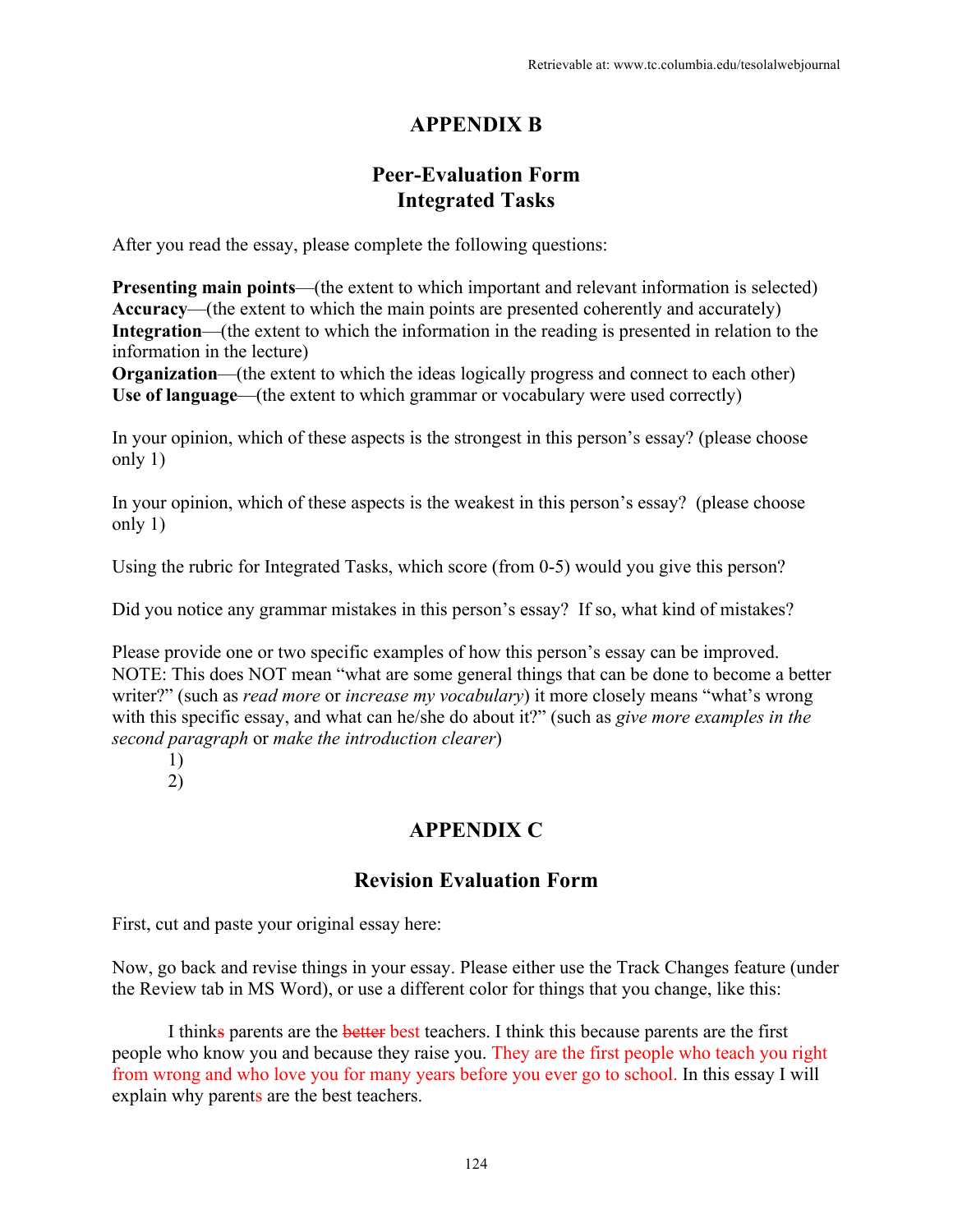# APPENDIX B

## Peer-Evaluation Form
## Integrated Tasks

After you read the essay, please complete the following questions:

**Presenting main points**—(the extent to which important and relevant information is selected)
**Accuracy**—(the extent to which the main points are presented coherently and accurately)
**Integration**—(the extent to which the information in the reading is presented in relation to the information in the lecture)
**Organization**—(the extent to which the ideas logically progress and connect to each other)
**Use of language**—(the extent to which grammar or vocabulary were used correctly)

In your opinion, which of these aspects is the strongest in this person's essay? (please choose only 1)

In your opinion, which of these aspects is the weakest in this person's essay? (please choose only 1)

Using the rubric for Integrated Tasks, which score (from 0-5) would you give this person?

Did you notice any grammar mistakes in this person's essay? If so, what kind of mistakes?

Please provide one or two specific examples of how this person's essay can be improved. NOTE: This does NOT mean "what are some general things that can be done to become a better writer?" (such as *read more* or *increase my vocabulary*) it more closely means "what's wrong with this specific essay, and what can he/she do about it?" (such as *give more examples in the second paragraph* or *make the introduction clearer*)

1)
2)

# APPENDIX C

## Revision Evaluation Form

First, cut and paste your original essay here:

Now, go back and revise things in your essay. Please either use the Track Changes feature (under the Review tab in MS Word), or use a different color for things that you change, like this:

I think~~s~~ parents are the ~~better~~ best teachers. I think this because parents are the first people who know you and because they raise you. They are the first people who teach you right from wrong and who love you for many years before you ever go to school. In this essay I will explain why parents are the best teachers.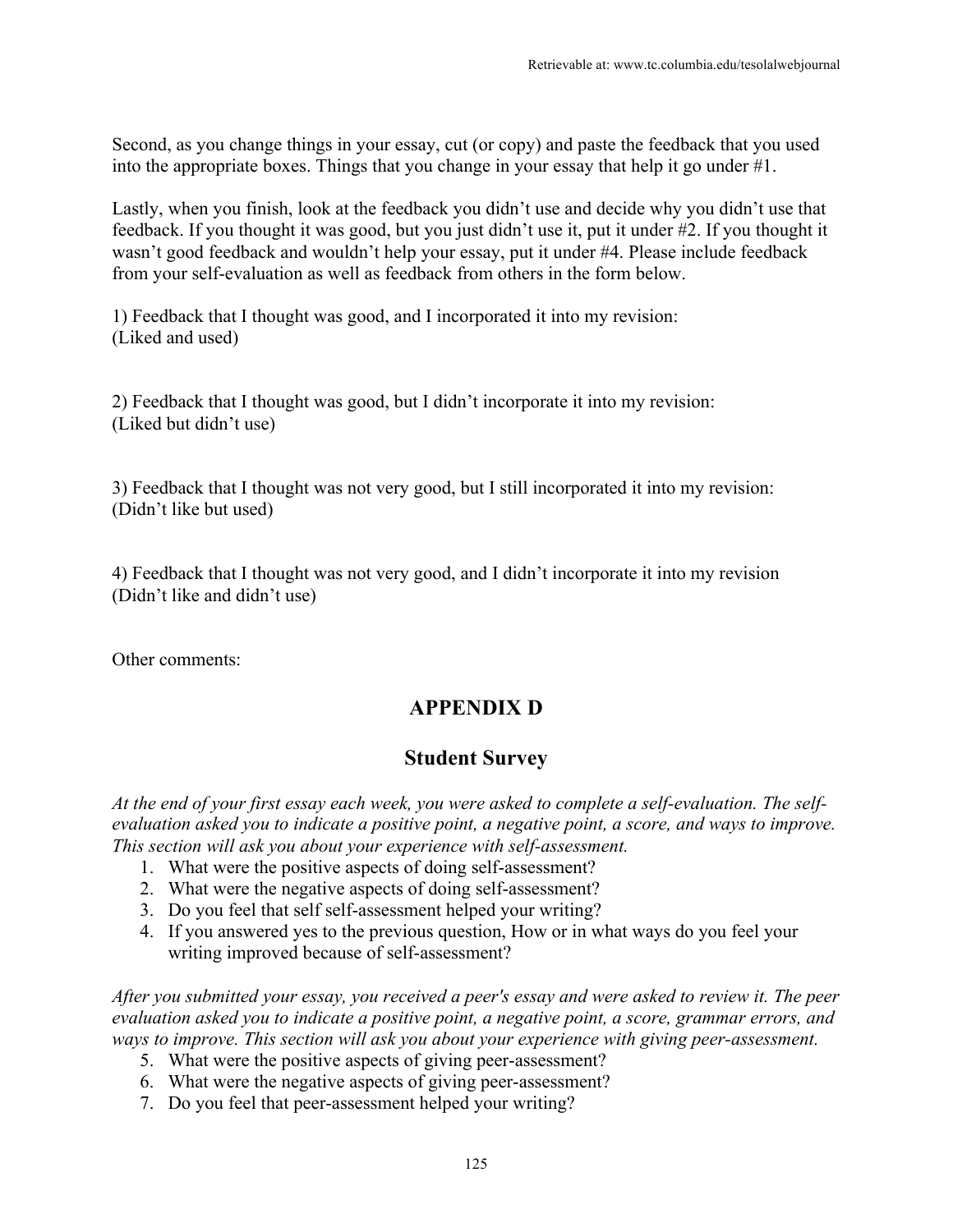Second, as you change things in your essay, cut (or copy) and paste the feedback that you used into the appropriate boxes. Things that you change in your essay that help it go under #1.

Lastly, when you finish, look at the feedback you didn't use and decide why you didn't use that feedback. If you thought it was good, but you just didn't use it, put it under #2. If you thought it wasn't good feedback and wouldn't help your essay, put it under #4. Please include feedback from your self-evaluation as well as feedback from others in the form below.

1) Feedback that I thought was good, and I incorporated it into my revision:
(Liked and used)

2) Feedback that I thought was good, but I didn't incorporate it into my revision:
(Liked but didn't use)

3) Feedback that I thought was not very good, but I still incorporated it into my revision:
(Didn't like but used)

4) Feedback that I thought was not very good, and I didn't incorporate it into my revision
(Didn't like and didn't use)

Other comments:

## APPENDIX D

## Student Survey

*At the end of your first essay each week, you were asked to complete a self-evaluation. The self-evaluation asked you to indicate a positive point, a negative point, a score, and ways to improve. This section will ask you about your experience with self-assessment.*

1. What were the positive aspects of doing self-assessment?
2. What were the negative aspects of doing self-assessment?
3. Do you feel that self self-assessment helped your writing?
4. If you answered yes to the previous question, How or in what ways do you feel your writing improved because of self-assessment?

*After you submitted your essay, you received a peer's essay and were asked to review it. The peer evaluation asked you to indicate a positive point, a negative point, a score, grammar errors, and ways to improve. This section will ask you about your experience with giving peer-assessment.*

5. What were the positive aspects of giving peer-assessment?
6. What were the negative aspects of giving peer-assessment?
7. Do you feel that peer-assessment helped your writing?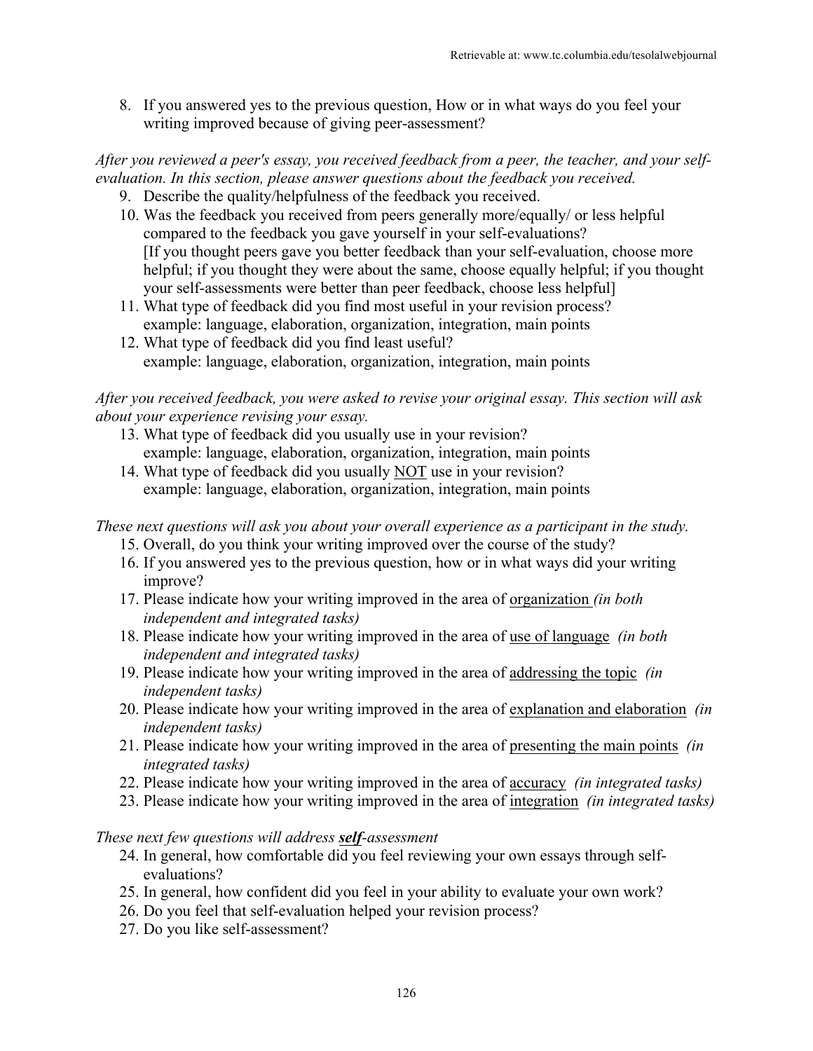8. If you answered yes to the previous question, How or in what ways do you feel your writing improved because of giving peer-assessment?

*After you reviewed a peer's essay, you received feedback from a peer, the teacher, and your self-evaluation. In this section, please answer questions about the feedback you received.*

9. Describe the quality/helpfulness of the feedback you received.
10. Was the feedback you received from peers generally more/equally/ or less helpful compared to the feedback you gave yourself in your self-evaluations?
    [If you thought peers gave you better feedback than your self-evaluation, choose more helpful; if you thought they were about the same, choose equally helpful; if you thought your self-assessments were better than peer feedback, choose less helpful]
11. What type of feedback did you find most useful in your revision process?
    example: language, elaboration, organization, integration, main points
12. What type of feedback did you find least useful?
    example: language, elaboration, organization, integration, main points

*After you received feedback, you were asked to revise your original essay. This section will ask about your experience revising your essay.*

13. What type of feedback did you usually use in your revision?
    example: language, elaboration, organization, integration, main points
14. What type of feedback did you usually <u>NOT</u> use in your revision?
    example: language, elaboration, organization, integration, main points

*These next questions will ask you about your overall experience as a participant in the study.*

15. Overall, do you think your writing improved over the course of the study?
16. If you answered yes to the previous question, how or in what ways did your writing improve?
17. Please indicate how your writing improved in the area of <u>organization</u> *(in both independent and integrated tasks)*
18. Please indicate how your writing improved in the area of <u>use of language</u> *(in both independent and integrated tasks)*
19. Please indicate how your writing improved in the area of <u>addressing the topic</u> *(in independent tasks)*
20. Please indicate how your writing improved in the area of <u>explanation and elaboration</u> *(in independent tasks)*
21. Please indicate how your writing improved in the area of <u>presenting the main points</u> *(in integrated tasks)*
22. Please indicate how your writing improved in the area of <u>accuracy</u> *(in integrated tasks)*
23. Please indicate how your writing improved in the area of <u>integration</u> *(in integrated tasks)*

*These next few questions will address **<u>self</u>**-assessment*

24. In general, how comfortable did you feel reviewing your own essays through self-evaluations?
25. In general, how confident did you feel in your ability to evaluate your own work?
26. Do you feel that self-evaluation helped your revision process?
27. Do you like self-assessment?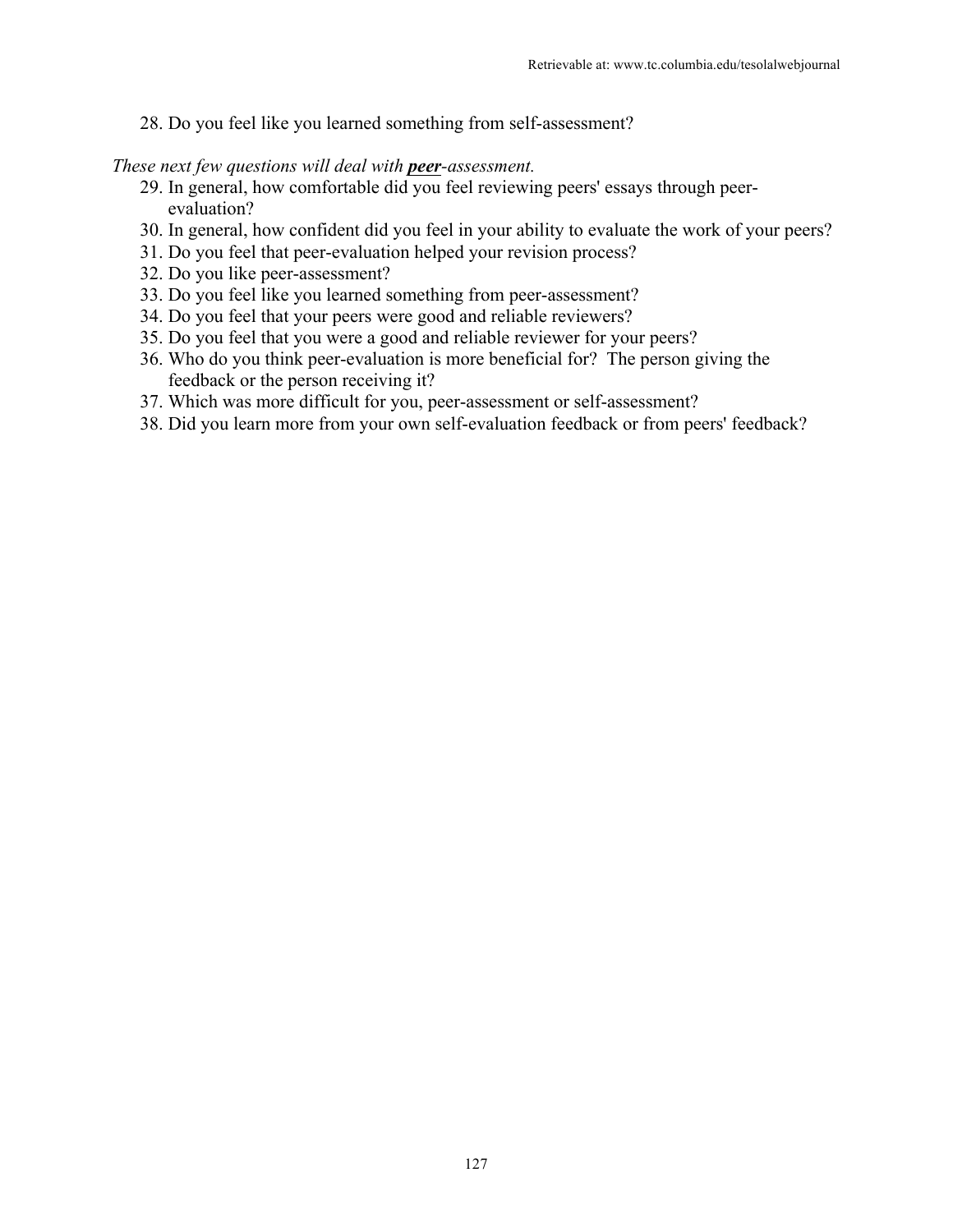28. Do you feel like you learned something from self-assessment?

*These next few questions will deal with* ***peer****-assessment.*

29. In general, how comfortable did you feel reviewing peers' essays through peer-evaluation?
30. In general, how confident did you feel in your ability to evaluate the work of your peers?
31. Do you feel that peer-evaluation helped your revision process?
32. Do you like peer-assessment?
33. Do you feel like you learned something from peer-assessment?
34. Do you feel that your peers were good and reliable reviewers?
35. Do you feel that you were a good and reliable reviewer for your peers?
36. Who do you think peer-evaluation is more beneficial for? The person giving the feedback or the person receiving it?
37. Which was more difficult for you, peer-assessment or self-assessment?
38. Did you learn more from your own self-evaluation feedback or from peers' feedback?